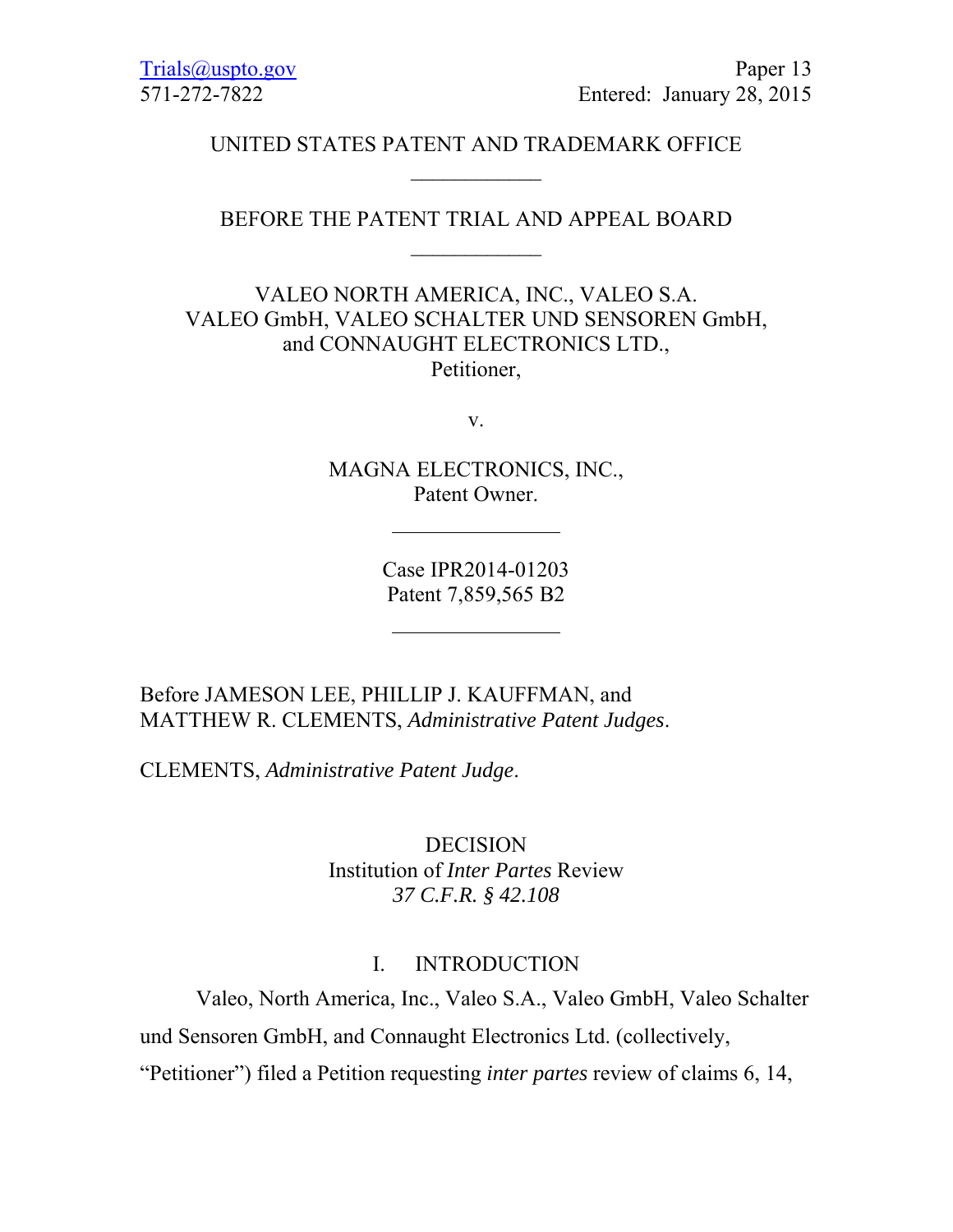Trials@uspto.gov
571-272-7822

Paper 13
Entered: January 28, 2015

UNITED STATES PATENT AND TRADEMARK OFFICE

---

BEFORE THE PATENT TRIAL AND APPEAL BOARD

---

VALEO NORTH AMERICA, INC., VALEO S.A.
VALEO GmbH, VALEO SCHALTER UND SENSOREN GmbH,
and CONNAUGHT ELECTRONICS LTD.,
Petitioner,

v.

MAGNA ELECTRONICS, INC.,
Patent Owner.

---

Case IPR2014-01203
Patent 7,859,565 B2

---

Before JAMESON LEE, PHILLIP J. KAUFFMAN, and
MATTHEW R. CLEMENTS, *Administrative Patent Judges*.

CLEMENTS, *Administrative Patent Judge*.

DECISION
Institution of *Inter Partes* Review
*37 C.F.R. § 42.108*

# I. INTRODUCTION

Valeo, North America, Inc., Valeo S.A., Valeo GmbH, Valeo Schalter und Sensoren GmbH, and Connaught Electronics Ltd. (collectively, "Petitioner") filed a Petition requesting *inter partes* review of claims 6, 14,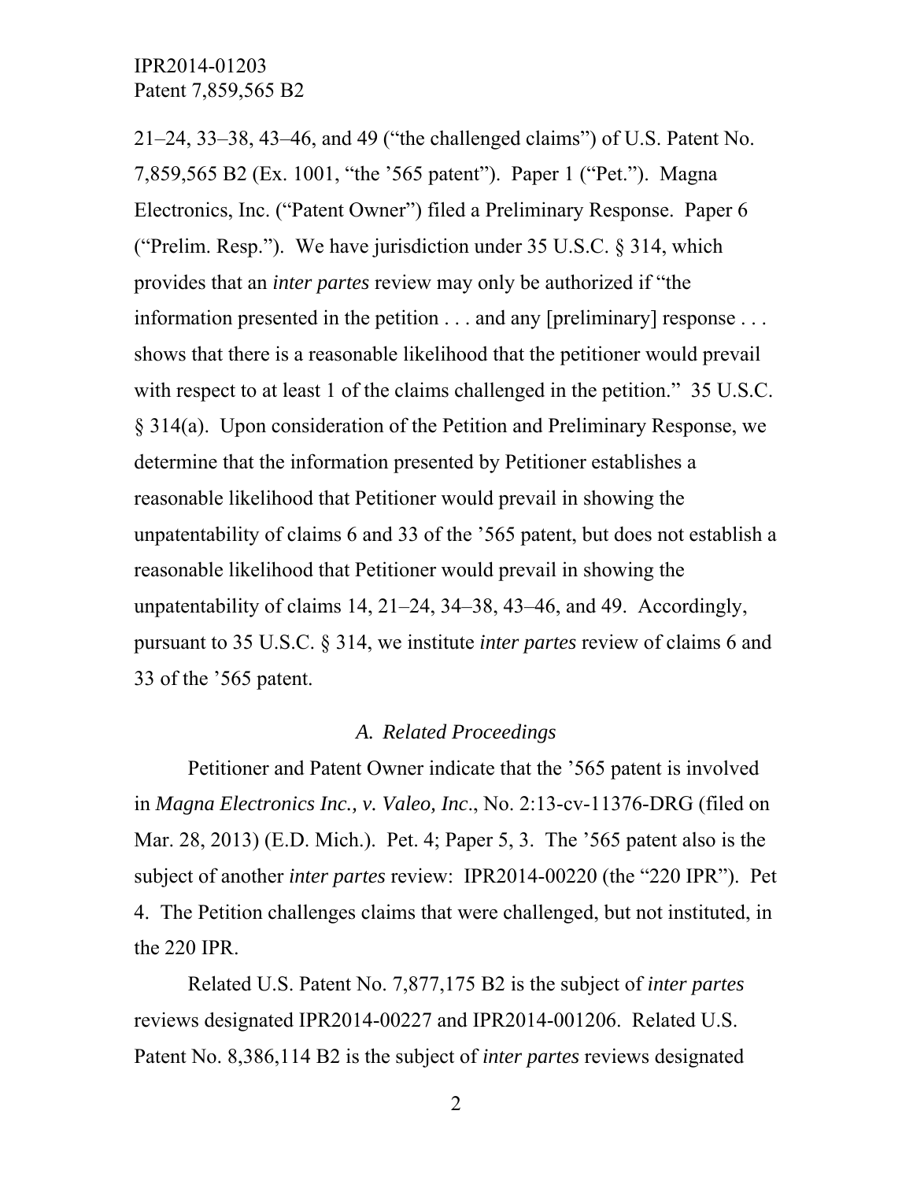21–24, 33–38, 43–46, and 49 ("the challenged claims") of U.S. Patent No. 7,859,565 B2 (Ex. 1001, "the '565 patent"). Paper 1 ("Pet."). Magna Electronics, Inc. ("Patent Owner") filed a Preliminary Response. Paper 6 ("Prelim. Resp."). We have jurisdiction under 35 U.S.C. § 314, which provides that an *inter partes* review may only be authorized if "the information presented in the petition . . . and any [preliminary] response . . . shows that there is a reasonable likelihood that the petitioner would prevail with respect to at least 1 of the claims challenged in the petition." 35 U.S.C. § 314(a). Upon consideration of the Petition and Preliminary Response, we determine that the information presented by Petitioner establishes a reasonable likelihood that Petitioner would prevail in showing the unpatentability of claims 6 and 33 of the '565 patent, but does not establish a reasonable likelihood that Petitioner would prevail in showing the unpatentability of claims 14, 21–24, 34–38, 43–46, and 49. Accordingly, pursuant to 35 U.S.C. § 314, we institute *inter partes* review of claims 6 and 33 of the '565 patent.

### *A. Related Proceedings*

Petitioner and Patent Owner indicate that the '565 patent is involved in *Magna Electronics Inc., v. Valeo, Inc*., No. 2:13-cv-11376-DRG (filed on Mar. 28, 2013) (E.D. Mich.). Pet. 4; Paper 5, 3. The '565 patent also is the subject of another *inter partes* review: IPR2014-00220 (the "220 IPR"). Pet 4. The Petition challenges claims that were challenged, but not instituted, in the 220 IPR.

Related U.S. Patent No. 7,877,175 B2 is the subject of *inter partes* reviews designated IPR2014-00227 and IPR2014-001206. Related U.S. Patent No. 8,386,114 B2 is the subject of *inter partes* reviews designated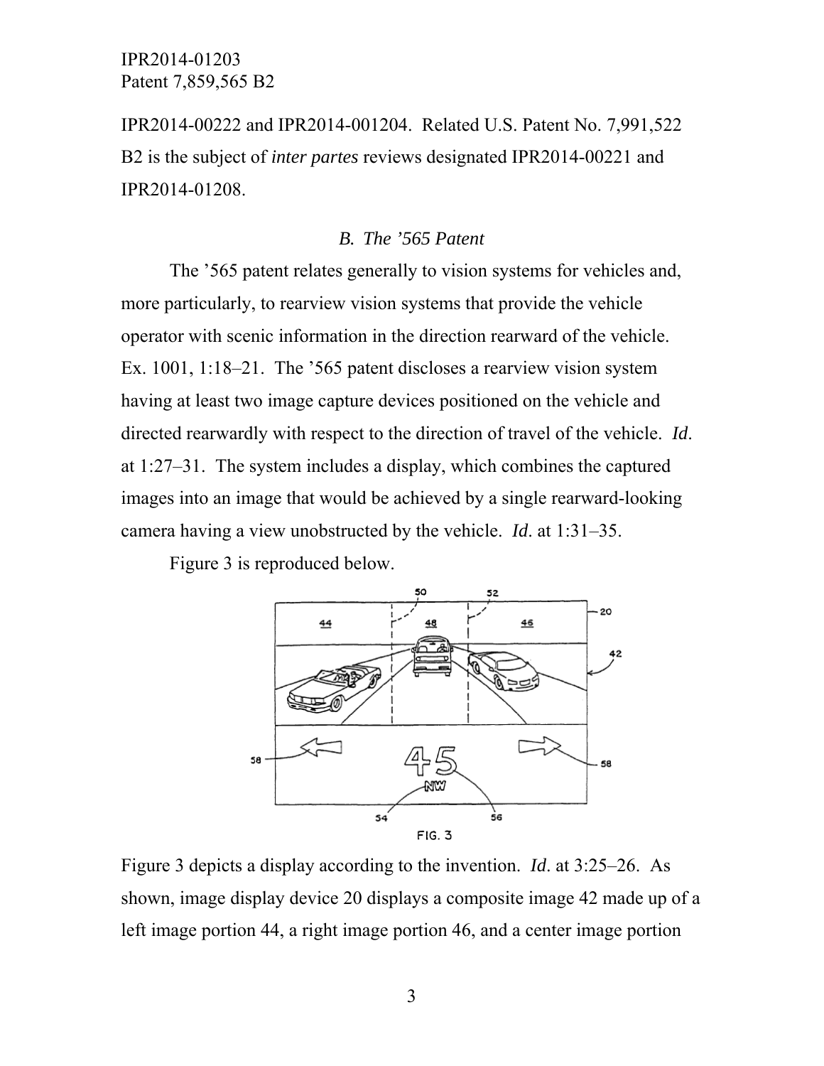IPR2014-00222 and IPR2014-001204. Related U.S. Patent No. 7,991,522 B2 is the subject of *inter partes* reviews designated IPR2014-00221 and IPR2014-01208.

### *B. The '565 Patent*

The '565 patent relates generally to vision systems for vehicles and, more particularly, to rearview vision systems that provide the vehicle operator with scenic information in the direction rearward of the vehicle. Ex. 1001, 1:18–21. The '565 patent discloses a rearview vision system having at least two image capture devices positioned on the vehicle and directed rearwardly with respect to the direction of travel of the vehicle. *Id*. at 1:27–31. The system includes a display, which combines the captured images into an image that would be achieved by a single rearward-looking camera having a view unobstructed by the vehicle. *Id*. at 1:31–35.

Figure 3 is reproduced below.

Figure 3 depicts a display according to the invention. *Id*. at 3:25–26. As shown, image display device 20 displays a composite image 42 made up of a left image portion 44, a right image portion 46, and a center image portion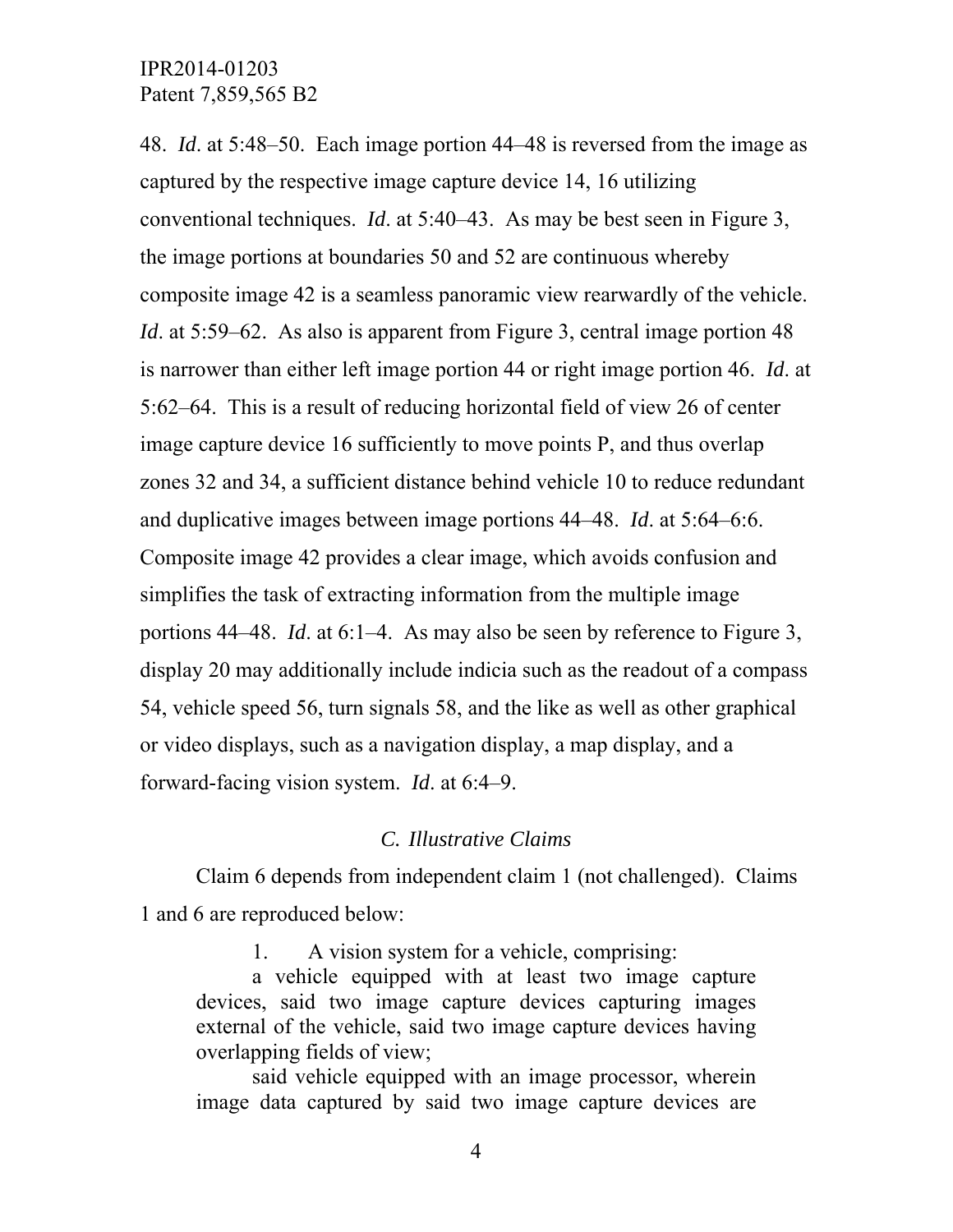48. *Id*. at 5:48–50. Each image portion 44–48 is reversed from the image as captured by the respective image capture device 14, 16 utilizing conventional techniques. *Id*. at 5:40–43. As may be best seen in Figure 3, the image portions at boundaries 50 and 52 are continuous whereby composite image 42 is a seamless panoramic view rearwardly of the vehicle. *Id*. at 5:59–62. As also is apparent from Figure 3, central image portion 48 is narrower than either left image portion 44 or right image portion 46. *Id*. at 5:62–64. This is a result of reducing horizontal field of view 26 of center image capture device 16 sufficiently to move points P, and thus overlap zones 32 and 34, a sufficient distance behind vehicle 10 to reduce redundant and duplicative images between image portions 44–48. *Id*. at 5:64–6:6. Composite image 42 provides a clear image, which avoids confusion and simplifies the task of extracting information from the multiple image portions 44–48. *Id*. at 6:1–4. As may also be seen by reference to Figure 3, display 20 may additionally include indicia such as the readout of a compass 54, vehicle speed 56, turn signals 58, and the like as well as other graphical or video displays, such as a navigation display, a map display, and a forward-facing vision system. *Id*. at 6:4–9.

### *C. Illustrative Claims*

Claim 6 depends from independent claim 1 (not challenged). Claims 1 and 6 are reproduced below:

> 1. A vision system for a vehicle, comprising:
>
> a vehicle equipped with at least two image capture devices, said two image capture devices capturing images external of the vehicle, said two image capture devices having overlapping fields of view;
>
> said vehicle equipped with an image processor, wherein image data captured by said two image capture devices are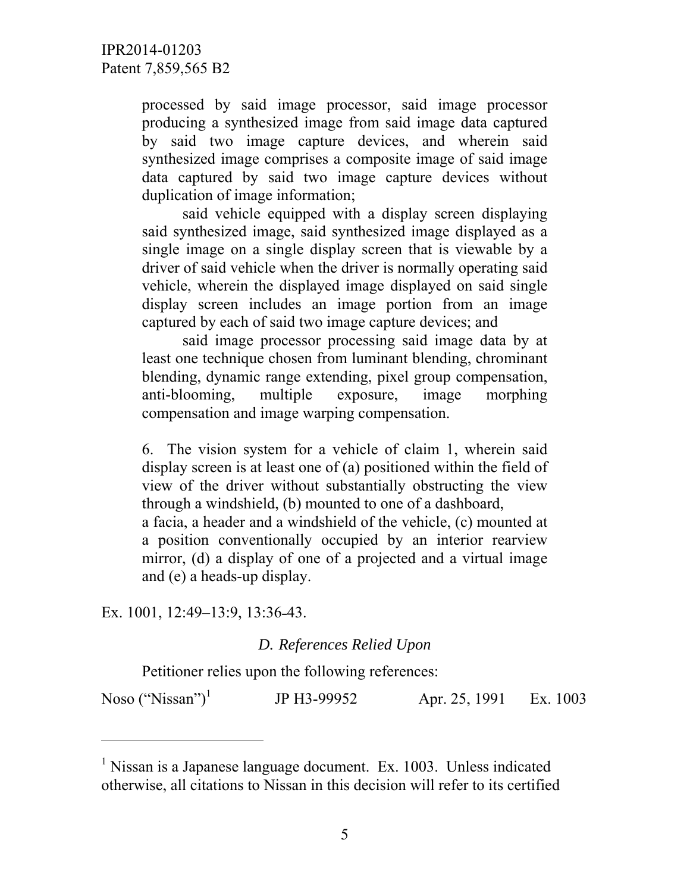processed by said image processor, said image processor producing a synthesized image from said image data captured by said two image capture devices, and wherein said synthesized image comprises a composite image of said image data captured by said two image capture devices without duplication of image information;

said vehicle equipped with a display screen displaying said synthesized image, said synthesized image displayed as a single image on a single display screen that is viewable by a driver of said vehicle when the driver is normally operating said vehicle, wherein the displayed image displayed on said single display screen includes an image portion from an image captured by each of said two image capture devices; and

said image processor processing said image data by at least one technique chosen from luminant blending, chrominant blending, dynamic range extending, pixel group compensation, anti-blooming, multiple exposure, image morphing compensation and image warping compensation.

6. The vision system for a vehicle of claim 1, wherein said display screen is at least one of (a) positioned within the field of view of the driver without substantially obstructing the view through a windshield, (b) mounted to one of a dashboard, a facia, a header and a windshield of the vehicle, (c) mounted at a position conventionally occupied by an interior rearview mirror, (d) a display of one of a projected and a virtual image and (e) a heads-up display.

Ex. 1001, 12:49–13:9, 13:36-43.

*D. References Relied Upon*

Petitioner relies upon the following references:

| | | | |
|---|---|---|---|
| Noso ("Nissan")[1] | JP H3-99952 | Apr. 25, 1991 | Ex. 1003 |

[1] Nissan is a Japanese language document. Ex. 1003. Unless indicated otherwise, all citations to Nissan in this decision will refer to its certified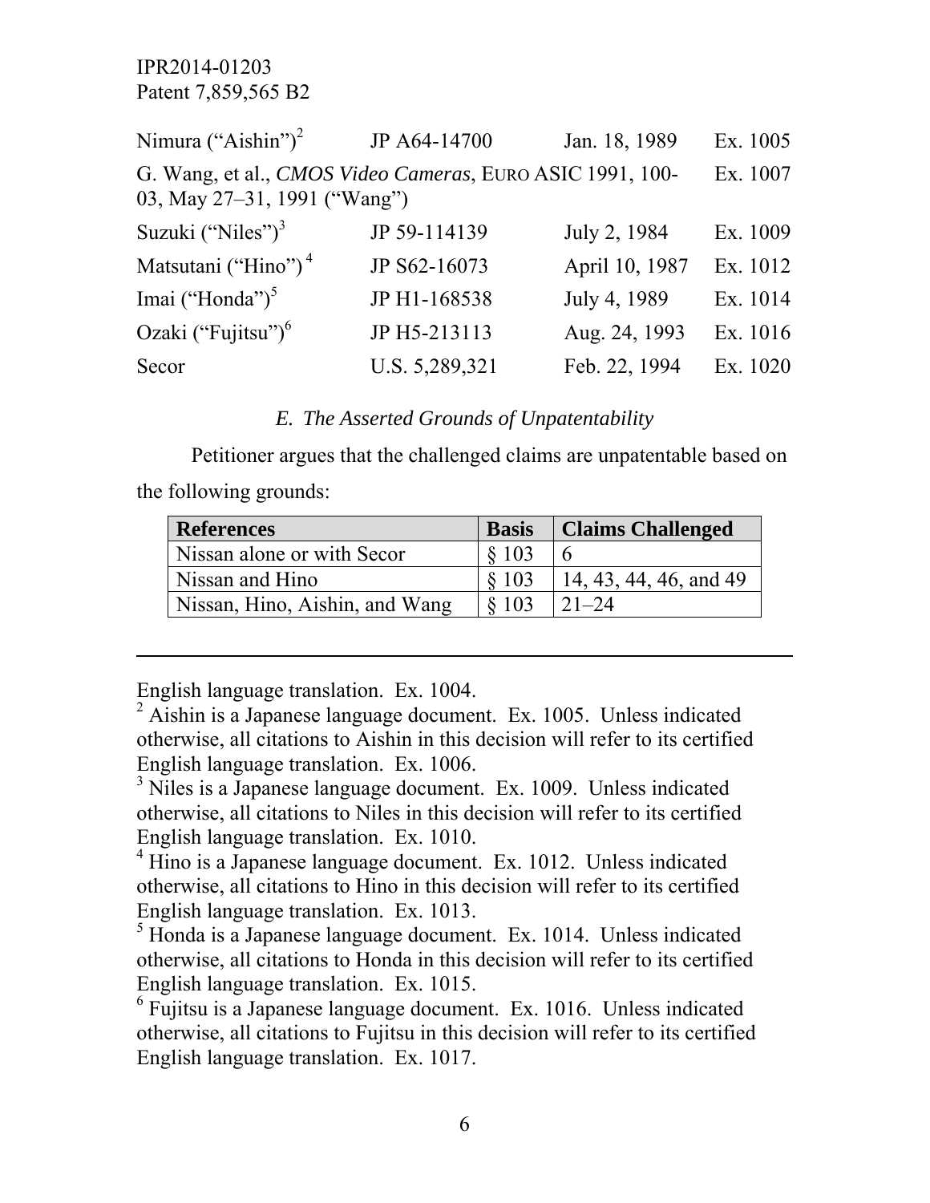| | | | |
|---|---|---|---|
| Nimura ("Aishin")[2] | JP A64-14700 | Jan. 18, 1989 | Ex. 1005 |
| G. Wang, et al., *CMOS Video Cameras*, EURO ASIC 1991, 100-03, May 27–31, 1991 ("Wang") | | | Ex. 1007 |
| Suzuki ("Niles")[3] | JP 59-114139 | July 2, 1984 | Ex. 1009 |
| Matsutani ("Hino")[4] | JP S62-16073 | April 10, 1987 | Ex. 1012 |
| Imai ("Honda")[5] | JP H1-168538 | July 4, 1989 | Ex. 1014 |
| Ozaki ("Fujitsu")[6] | JP H5-213113 | Aug. 24, 1993 | Ex. 1016 |
| Secor | U.S. 5,289,321 | Feb. 22, 1994 | Ex. 1020 |

### *E. The Asserted Grounds of Unpatentability*

Petitioner argues that the challenged claims are unpatentable based on the following grounds:

| References | Basis | Claims Challenged |
|---|---|---|
| Nissan alone or with Secor | § 103 | 6 |
| Nissan and Hino | § 103 | 14, 43, 44, 46, and 49 |
| Nissan, Hino, Aishin, and Wang | § 103 | 21–24 |

---

English language translation. Ex. 1004.

[2] Aishin is a Japanese language document. Ex. 1005. Unless indicated otherwise, all citations to Aishin in this decision will refer to its certified English language translation. Ex. 1006.

[3] Niles is a Japanese language document. Ex. 1009. Unless indicated otherwise, all citations to Niles in this decision will refer to its certified English language translation. Ex. 1010.

[4] Hino is a Japanese language document. Ex. 1012. Unless indicated otherwise, all citations to Hino in this decision will refer to its certified English language translation. Ex. 1013.

[5] Honda is a Japanese language document. Ex. 1014. Unless indicated otherwise, all citations to Honda in this decision will refer to its certified English language translation. Ex. 1015.

[6] Fujitsu is a Japanese language document. Ex. 1016. Unless indicated otherwise, all citations to Fujitsu in this decision will refer to its certified English language translation. Ex. 1017.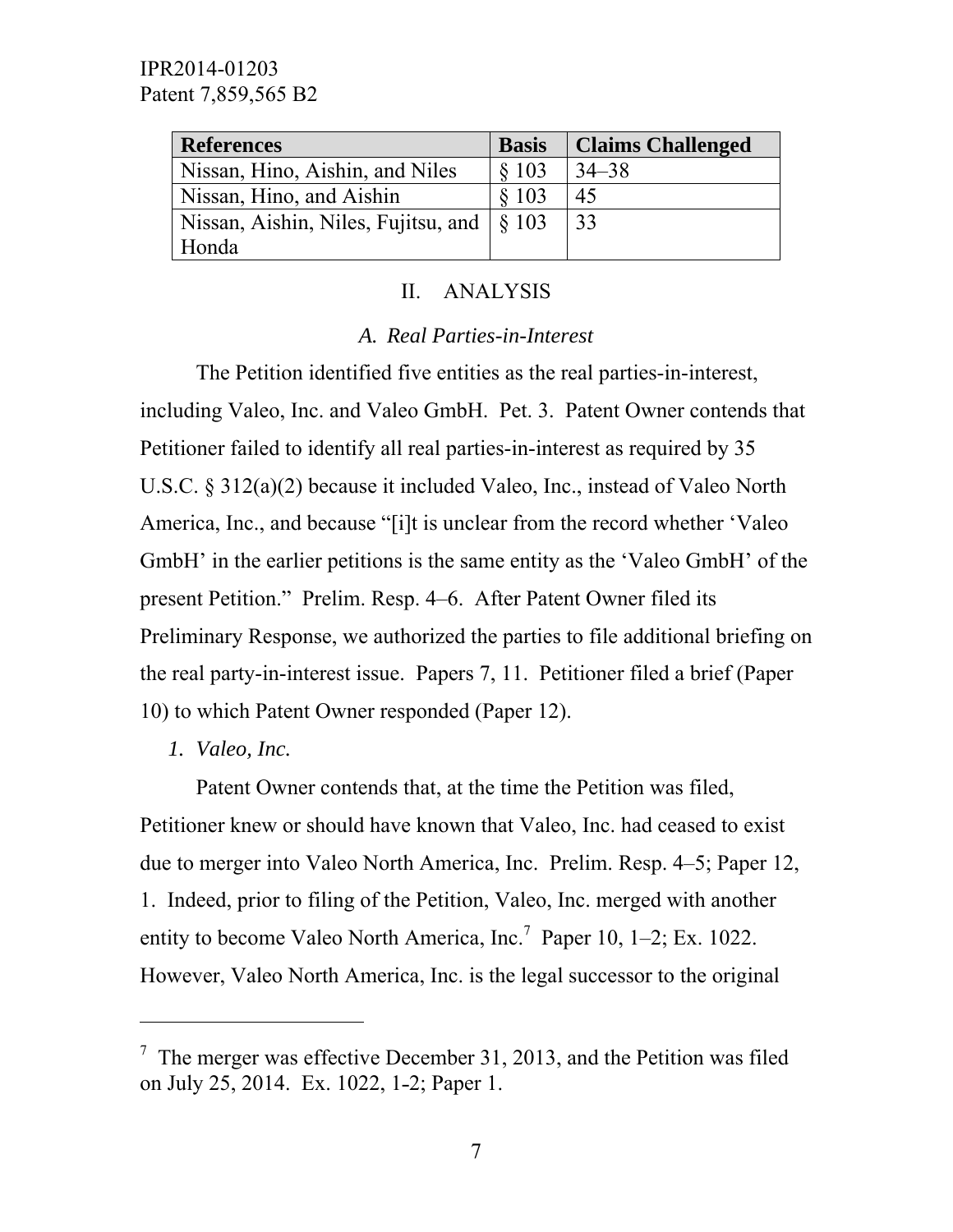| References | Basis | Claims Challenged |
|---|---|---|
| Nissan, Hino, Aishin, and Niles | § 103 | 34–38 |
| Nissan, Hino, and Aishin | § 103 | 45 |
| Nissan, Aishin, Niles, Fujitsu, and Honda | § 103 | 33 |

## II. ANALYSIS

### *A. Real Parties-in-Interest*

The Petition identified five entities as the real parties-in-interest, including Valeo, Inc. and Valeo GmbH. Pet. 3. Patent Owner contends that Petitioner failed to identify all real parties-in-interest as required by 35 U.S.C. § 312(a)(2) because it included Valeo, Inc., instead of Valeo North America, Inc., and because "[i]t is unclear from the record whether 'Valeo GmbH' in the earlier petitions is the same entity as the 'Valeo GmbH' of the present Petition." Prelim. Resp. 4–6. After Patent Owner filed its Preliminary Response, we authorized the parties to file additional briefing on the real party-in-interest issue. Papers 7, 11. Petitioner filed a brief (Paper 10) to which Patent Owner responded (Paper 12).

#### *1. Valeo, Inc.*

Patent Owner contends that, at the time the Petition was filed, Petitioner knew or should have known that Valeo, Inc. had ceased to exist due to merger into Valeo North America, Inc. Prelim. Resp. 4–5; Paper 12, 1. Indeed, prior to filing of the Petition, Valeo, Inc. merged with another entity to become Valeo North America, Inc.[7] Paper 10, 1–2; Ex. 1022. However, Valeo North America, Inc. is the legal successor to the original

[7] The merger was effective December 31, 2013, and the Petition was filed on July 25, 2014. Ex. 1022, 1-2; Paper 1.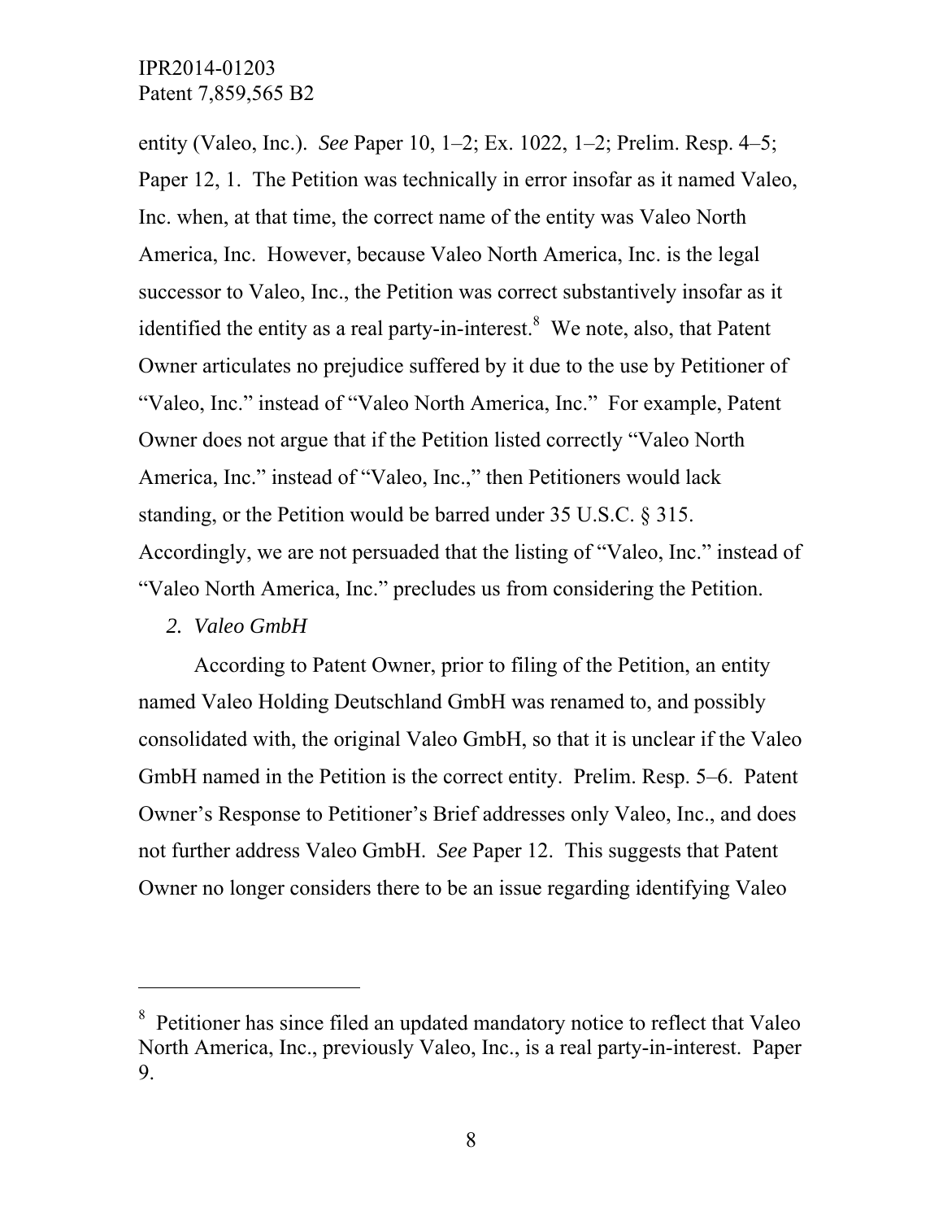entity (Valeo, Inc.). *See* Paper 10, 1–2; Ex. 1022, 1–2; Prelim. Resp. 4–5; Paper 12, 1. The Petition was technically in error insofar as it named Valeo, Inc. when, at that time, the correct name of the entity was Valeo North America, Inc. However, because Valeo North America, Inc. is the legal successor to Valeo, Inc., the Petition was correct substantively insofar as it identified the entity as a real party-in-interest.[8] We note, also, that Patent Owner articulates no prejudice suffered by it due to the use by Petitioner of "Valeo, Inc." instead of "Valeo North America, Inc." For example, Patent Owner does not argue that if the Petition listed correctly "Valeo North America, Inc." instead of "Valeo, Inc.," then Petitioners would lack standing, or the Petition would be barred under 35 U.S.C. § 315. Accordingly, we are not persuaded that the listing of "Valeo, Inc." instead of "Valeo North America, Inc." precludes us from considering the Petition.

*2. Valeo GmbH*

According to Patent Owner, prior to filing of the Petition, an entity named Valeo Holding Deutschland GmbH was renamed to, and possibly consolidated with, the original Valeo GmbH, so that it is unclear if the Valeo GmbH named in the Petition is the correct entity. Prelim. Resp. 5–6. Patent Owner's Response to Petitioner's Brief addresses only Valeo, Inc., and does not further address Valeo GmbH. *See* Paper 12. This suggests that Patent Owner no longer considers there to be an issue regarding identifying Valeo

---

[8] Petitioner has since filed an updated mandatory notice to reflect that Valeo North America, Inc., previously Valeo, Inc., is a real party-in-interest. Paper 9.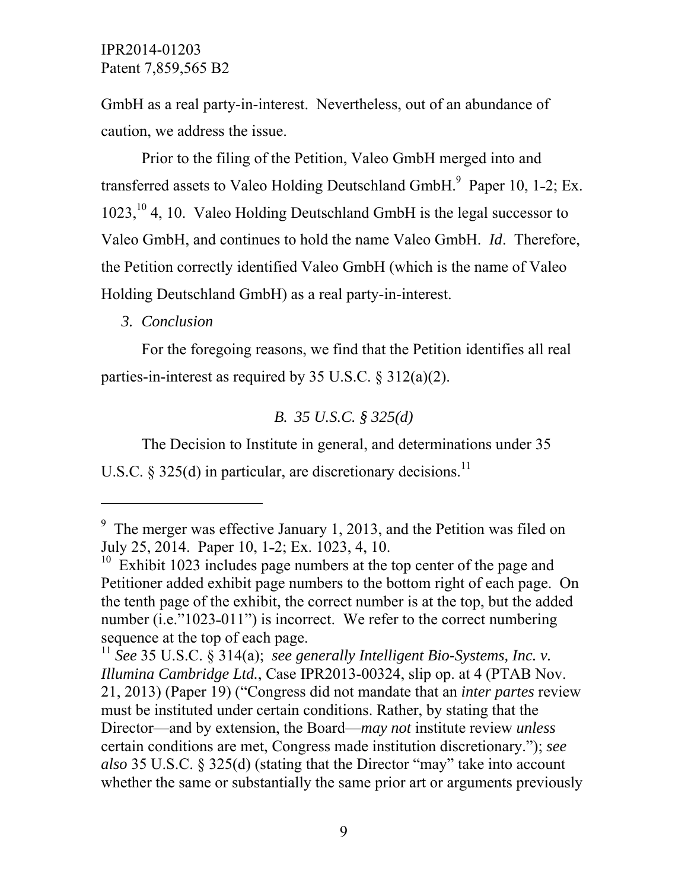GmbH as a real party-in-interest. Nevertheless, out of an abundance of caution, we address the issue.

Prior to the filing of the Petition, Valeo GmbH merged into and transferred assets to Valeo Holding Deutschland GmbH.[9] Paper 10, 1-2; Ex. 1023,[10] 4, 10. Valeo Holding Deutschland GmbH is the legal successor to Valeo GmbH, and continues to hold the name Valeo GmbH. *Id*. Therefore, the Petition correctly identified Valeo GmbH (which is the name of Valeo Holding Deutschland GmbH) as a real party-in-interest.

*3. Conclusion*

For the foregoing reasons, we find that the Petition identifies all real parties-in-interest as required by 35 U.S.C. § 312(a)(2).

### *B. 35 U.S.C. § 325(d)*

The Decision to Institute in general, and determinations under 35 U.S.C. § 325(d) in particular, are discretionary decisions.[11]

---

[9] The merger was effective January 1, 2013, and the Petition was filed on July 25, 2014. Paper 10, 1-2; Ex. 1023, 4, 10.

[10] Exhibit 1023 includes page numbers at the top center of the page and Petitioner added exhibit page numbers to the bottom right of each page. On the tenth page of the exhibit, the correct number is at the top, but the added number (i.e."1023-011") is incorrect. We refer to the correct numbering sequence at the top of each page.

[11] *See* 35 U.S.C. § 314(a); *see generally Intelligent Bio-Systems, Inc. v. Illumina Cambridge Ltd.*, Case IPR2013-00324, slip op. at 4 (PTAB Nov. 21, 2013) (Paper 19) ("Congress did not mandate that an *inter partes* review must be instituted under certain conditions. Rather, by stating that the Director—and by extension, the Board—*may not* institute review *unless* certain conditions are met, Congress made institution discretionary."); *see also* 35 U.S.C. § 325(d) (stating that the Director "may" take into account whether the same or substantially the same prior art or arguments previously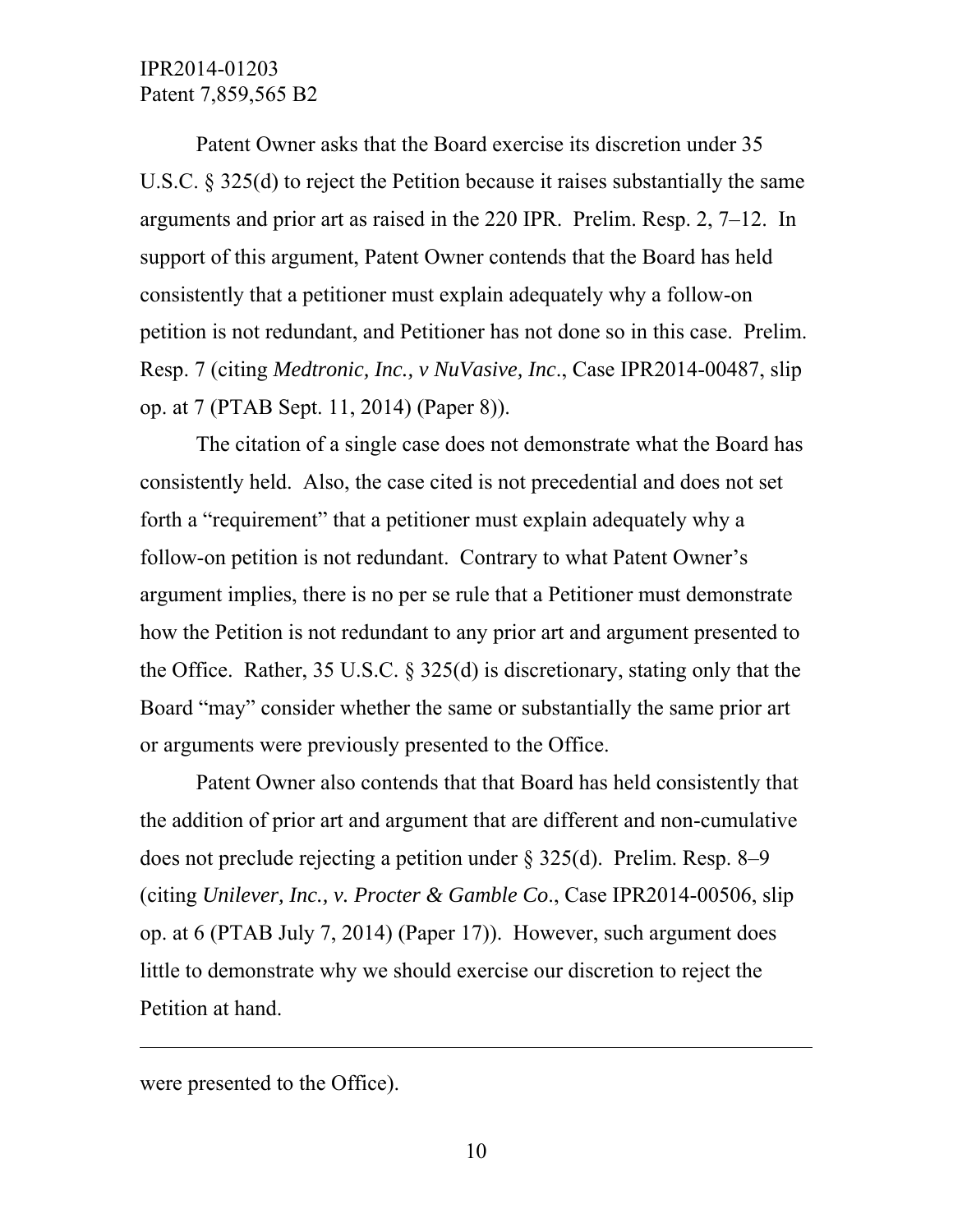Patent Owner asks that the Board exercise its discretion under 35 U.S.C. § 325(d) to reject the Petition because it raises substantially the same arguments and prior art as raised in the 220 IPR. Prelim. Resp. 2, 7–12. In support of this argument, Patent Owner contends that the Board has held consistently that a petitioner must explain adequately why a follow-on petition is not redundant, and Petitioner has not done so in this case. Prelim. Resp. 7 (citing *Medtronic, Inc., v NuVasive, Inc*., Case IPR2014-00487, slip op. at 7 (PTAB Sept. 11, 2014) (Paper 8)).

The citation of a single case does not demonstrate what the Board has consistently held. Also, the case cited is not precedential and does not set forth a "requirement" that a petitioner must explain adequately why a follow-on petition is not redundant. Contrary to what Patent Owner's argument implies, there is no per se rule that a Petitioner must demonstrate how the Petition is not redundant to any prior art and argument presented to the Office. Rather, 35 U.S.C. § 325(d) is discretionary, stating only that the Board "may" consider whether the same or substantially the same prior art or arguments were previously presented to the Office.

Patent Owner also contends that that Board has held consistently that the addition of prior art and argument that are different and non-cumulative does not preclude rejecting a petition under § 325(d). Prelim. Resp. 8–9 (citing *Unilever, Inc., v. Procter & Gamble Co*., Case IPR2014-00506, slip op. at 6 (PTAB July 7, 2014) (Paper 17)). However, such argument does little to demonstrate why we should exercise our discretion to reject the Petition at hand.

---

were presented to the Office).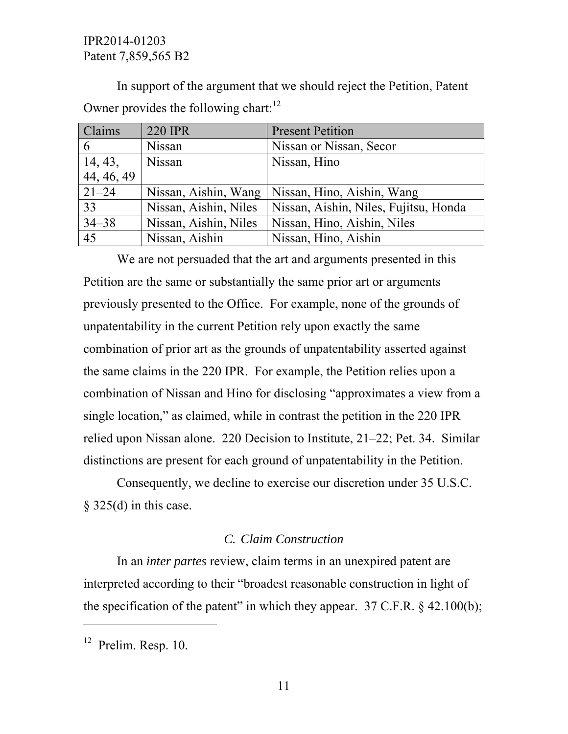In support of the argument that we should reject the Petition, Patent Owner provides the following chart:[12]

| Claims | 220 IPR | Present Petition |
|---|---|---|
| 6 | Nissan | Nissan or Nissan, Secor |
| 14, 43, 44, 46, 49 | Nissan | Nissan, Hino |
| 21–24 | Nissan, Aishin, Wang | Nissan, Hino, Aishin, Wang |
| 33 | Nissan, Aishin, Niles | Nissan, Aishin, Niles, Fujitsu, Honda |
| 34–38 | Nissan, Aishin, Niles | Nissan, Hino, Aishin, Niles |
| 45 | Nissan, Aishin | Nissan, Hino, Aishin |

We are not persuaded that the art and arguments presented in this Petition are the same or substantially the same prior art or arguments previously presented to the Office. For example, none of the grounds of unpatentability in the current Petition rely upon exactly the same combination of prior art as the grounds of unpatentability asserted against the same claims in the 220 IPR. For example, the Petition relies upon a combination of Nissan and Hino for disclosing "approximates a view from a single location," as claimed, while in contrast the petition in the 220 IPR relied upon Nissan alone. 220 Decision to Institute, 21–22; Pet. 34. Similar distinctions are present for each ground of unpatentability in the Petition.

Consequently, we decline to exercise our discretion under 35 U.S.C. § 325(d) in this case.

### *C. Claim Construction*

In an *inter partes* review, claim terms in an unexpired patent are interpreted according to their "broadest reasonable construction in light of the specification of the patent" in which they appear. 37 C.F.R. § 42.100(b);

---

[12] Prelim. Resp. 10.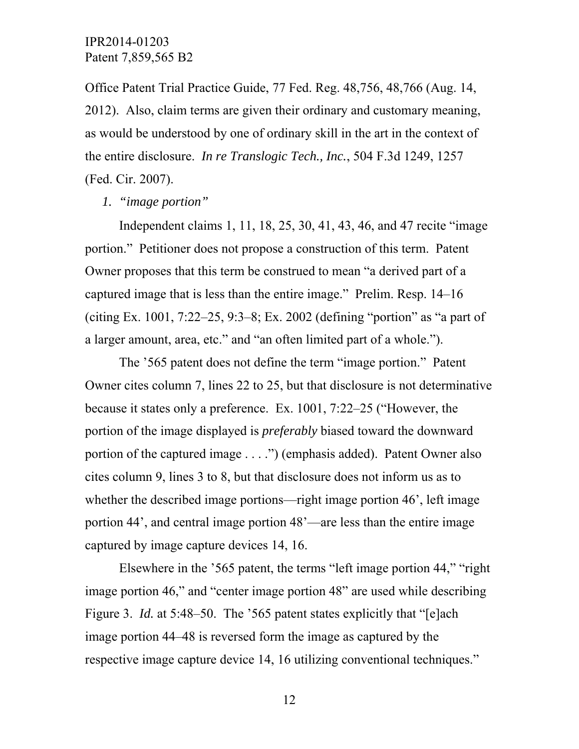Office Patent Trial Practice Guide, 77 Fed. Reg. 48,756, 48,766 (Aug. 14, 2012). Also, claim terms are given their ordinary and customary meaning, as would be understood by one of ordinary skill in the art in the context of the entire disclosure. *In re Translogic Tech., Inc.*, 504 F.3d 1249, 1257 (Fed. Cir. 2007).

*1. "image portion"*

Independent claims 1, 11, 18, 25, 30, 41, 43, 46, and 47 recite "image portion." Petitioner does not propose a construction of this term. Patent Owner proposes that this term be construed to mean "a derived part of a captured image that is less than the entire image." Prelim. Resp. 14–16 (citing Ex. 1001, 7:22–25, 9:3–8; Ex. 2002 (defining "portion" as "a part of a larger amount, area, etc." and "an often limited part of a whole.").

The '565 patent does not define the term "image portion." Patent Owner cites column 7, lines 22 to 25, but that disclosure is not determinative because it states only a preference. Ex. 1001, 7:22–25 ("However, the portion of the image displayed is *preferably* biased toward the downward portion of the captured image . . . .") (emphasis added). Patent Owner also cites column 9, lines 3 to 8, but that disclosure does not inform us as to whether the described image portions—right image portion 46', left image portion 44', and central image portion 48'—are less than the entire image captured by image capture devices 14, 16.

Elsewhere in the '565 patent, the terms "left image portion 44," "right image portion 46," and "center image portion 48" are used while describing Figure 3. *Id.* at 5:48–50. The '565 patent states explicitly that "[e]ach image portion 44–48 is reversed form the image as captured by the respective image capture device 14, 16 utilizing conventional techniques."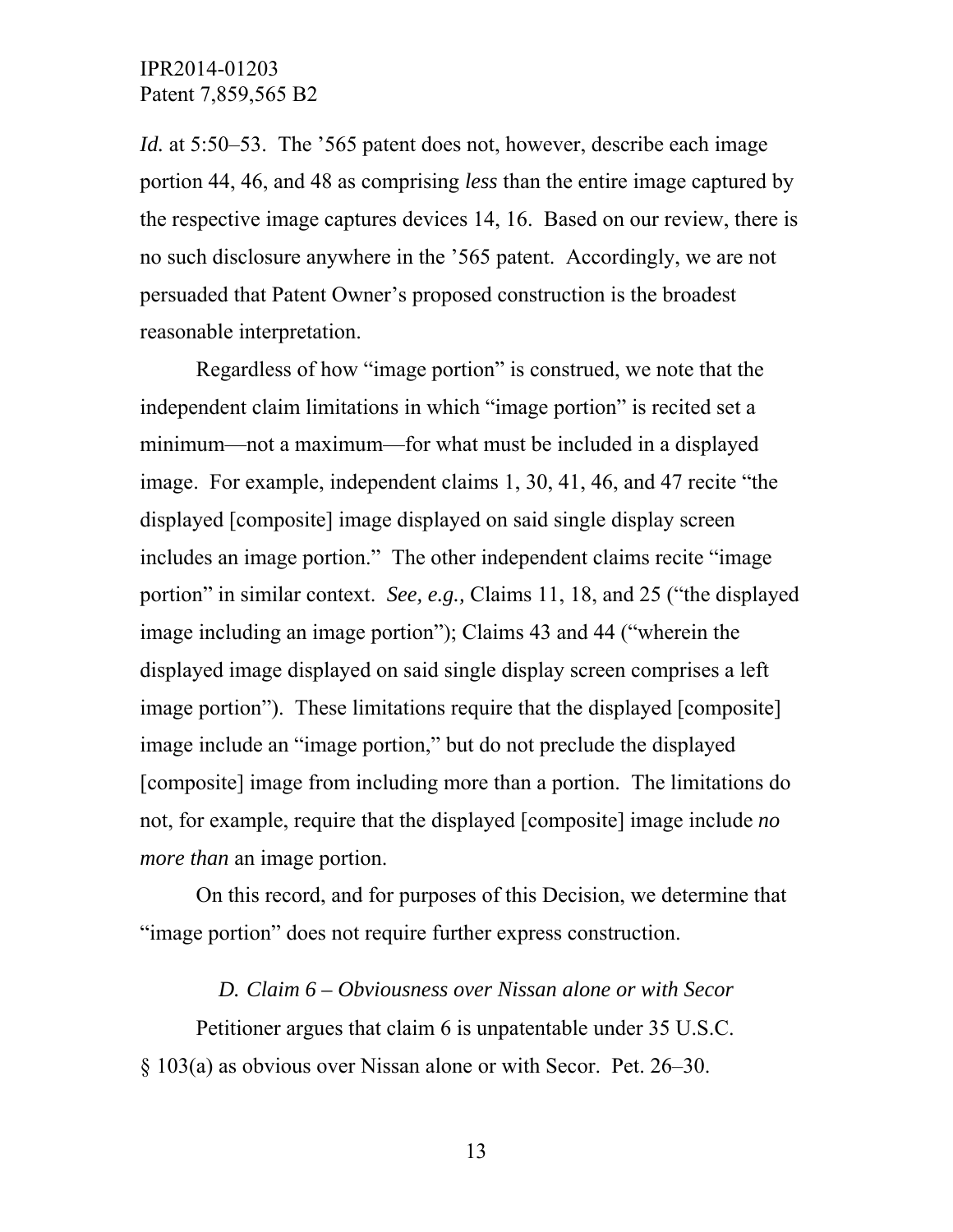*Id.* at 5:50–53. The ’565 patent does not, however, describe each image portion 44, 46, and 48 as comprising *less* than the entire image captured by the respective image captures devices 14, 16. Based on our review, there is no such disclosure anywhere in the ’565 patent. Accordingly, we are not persuaded that Patent Owner’s proposed construction is the broadest reasonable interpretation.

Regardless of how “image portion” is construed, we note that the independent claim limitations in which “image portion” is recited set a minimum—not a maximum—for what must be included in a displayed image. For example, independent claims 1, 30, 41, 46, and 47 recite “the displayed [composite] image displayed on said single display screen includes an image portion.” The other independent claims recite “image portion” in similar context. *See, e.g.,* Claims 11, 18, and 25 (“the displayed image including an image portion”); Claims 43 and 44 (“wherein the displayed image displayed on said single display screen comprises a left image portion”). These limitations require that the displayed [composite] image include an “image portion,” but do not preclude the displayed [composite] image from including more than a portion. The limitations do not, for example, require that the displayed [composite] image include *no more than* an image portion.

On this record, and for purposes of this Decision, we determine that “image portion” does not require further express construction.

### *D. Claim 6 – Obviousness over Nissan alone or with Secor*

Petitioner argues that claim 6 is unpatentable under 35 U.S.C. § 103(a) as obvious over Nissan alone or with Secor. Pet. 26–30.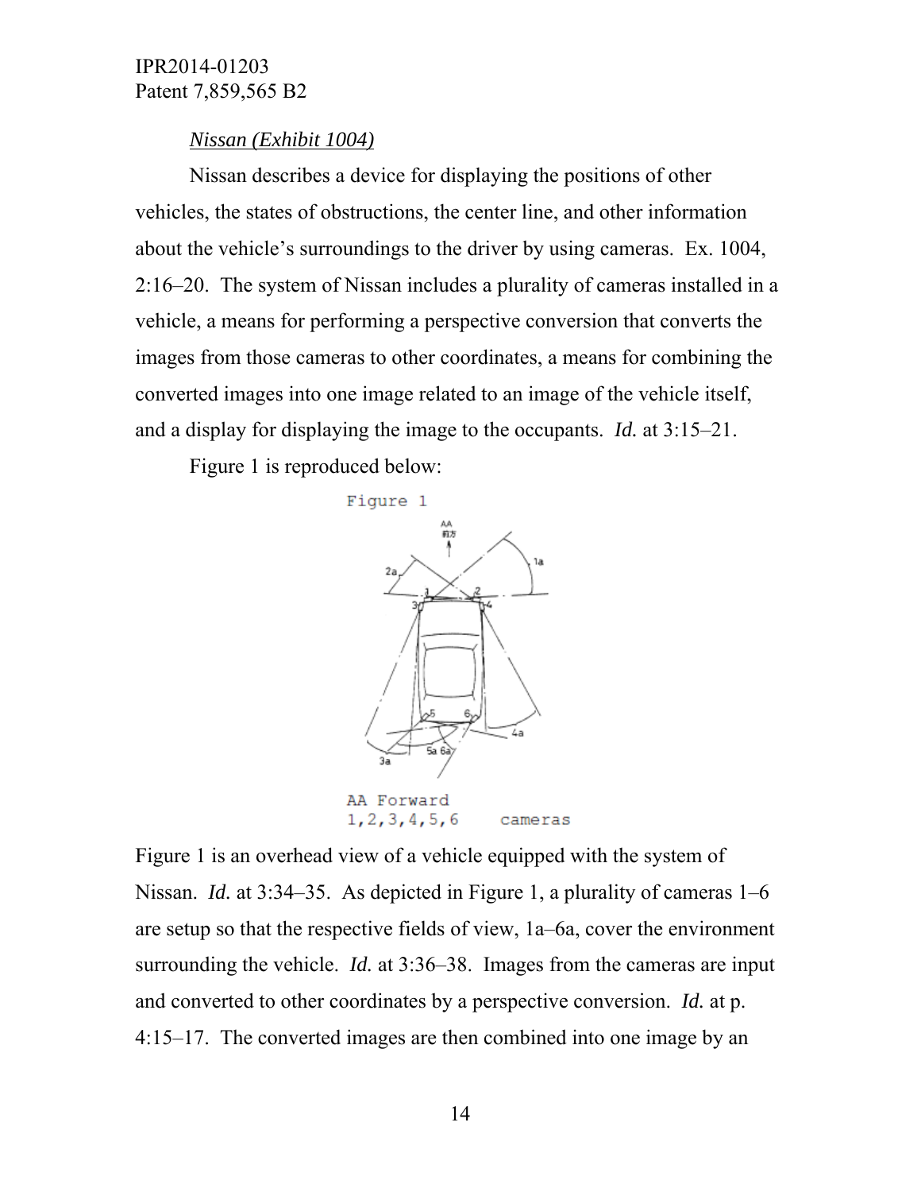*Nissan (Exhibit 1004)*

Nissan describes a device for displaying the positions of other vehicles, the states of obstructions, the center line, and other information about the vehicle's surroundings to the driver by using cameras. Ex. 1004, 2:16–20. The system of Nissan includes a plurality of cameras installed in a vehicle, a means for performing a perspective conversion that converts the images from those cameras to other coordinates, a means for combining the converted images into one image related to an image of the vehicle itself, and a display for displaying the image to the occupants. *Id.* at 3:15–21.

Figure 1 is reproduced below:

Figure 1

AA Forward
1,2,3,4,5,6 cameras

Figure 1 is an overhead view of a vehicle equipped with the system of Nissan. *Id.* at 3:34–35. As depicted in Figure 1, a plurality of cameras 1–6 are setup so that the respective fields of view, 1a–6a, cover the environment surrounding the vehicle. *Id.* at 3:36–38. Images from the cameras are input and converted to other coordinates by a perspective conversion. *Id.* at p. 4:15–17. The converted images are then combined into one image by an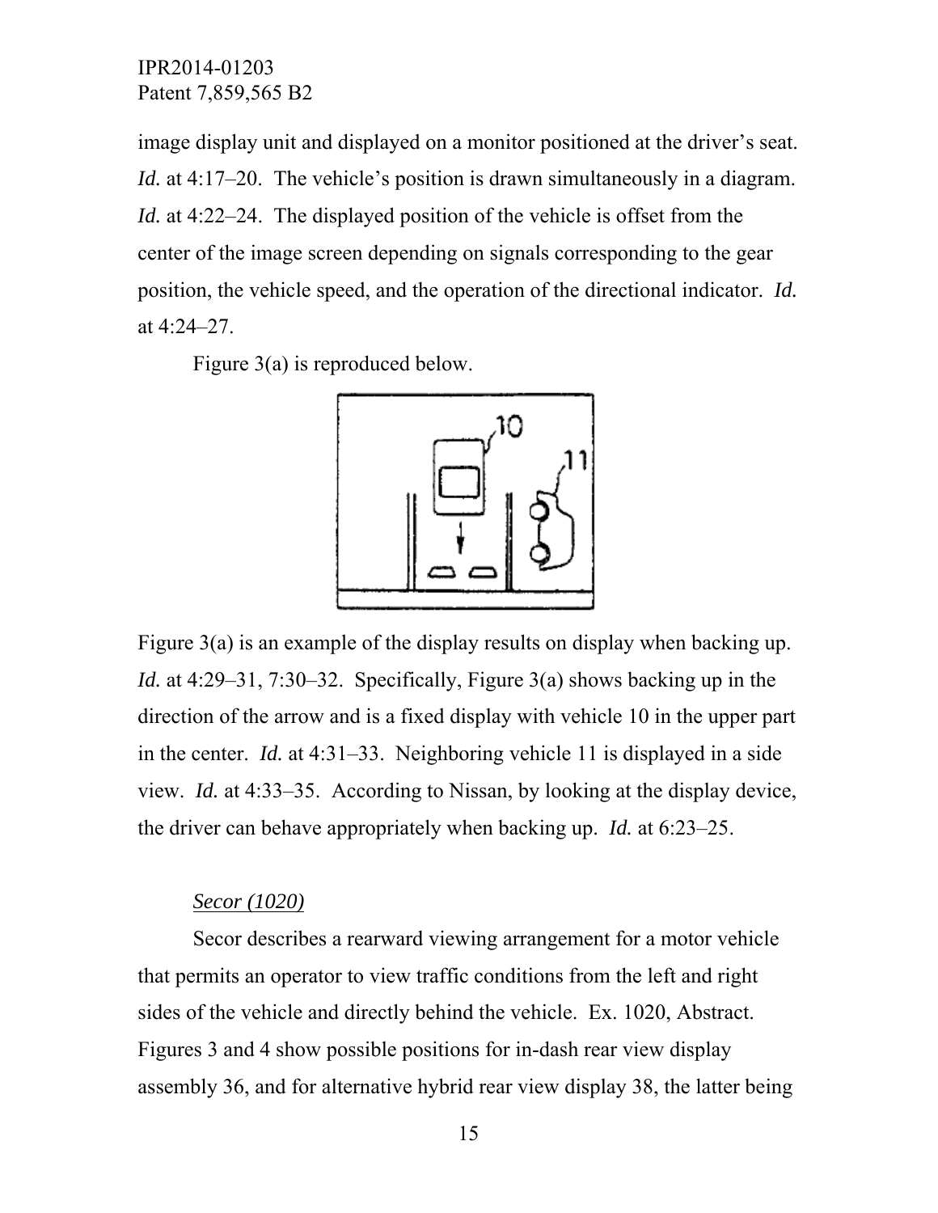image display unit and displayed on a monitor positioned at the driver's seat. *Id.* at 4:17–20. The vehicle's position is drawn simultaneously in a diagram. *Id.* at 4:22–24. The displayed position of the vehicle is offset from the center of the image screen depending on signals corresponding to the gear position, the vehicle speed, and the operation of the directional indicator. *Id.* at 4:24–27.

Figure 3(a) is reproduced below.

Figure 3(a) is an example of the display results on display when backing up. *Id.* at 4:29–31, 7:30–32. Specifically, Figure 3(a) shows backing up in the direction of the arrow and is a fixed display with vehicle 10 in the upper part in the center. *Id.* at 4:31–33. Neighboring vehicle 11 is displayed in a side view. *Id.* at 4:33–35. According to Nissan, by looking at the display device, the driver can behave appropriately when backing up. *Id.* at 6:23–25.

*Secor (1020)*

Secor describes a rearward viewing arrangement for a motor vehicle that permits an operator to view traffic conditions from the left and right sides of the vehicle and directly behind the vehicle. Ex. 1020, Abstract. Figures 3 and 4 show possible positions for in-dash rear view display assembly 36, and for alternative hybrid rear view display 38, the latter being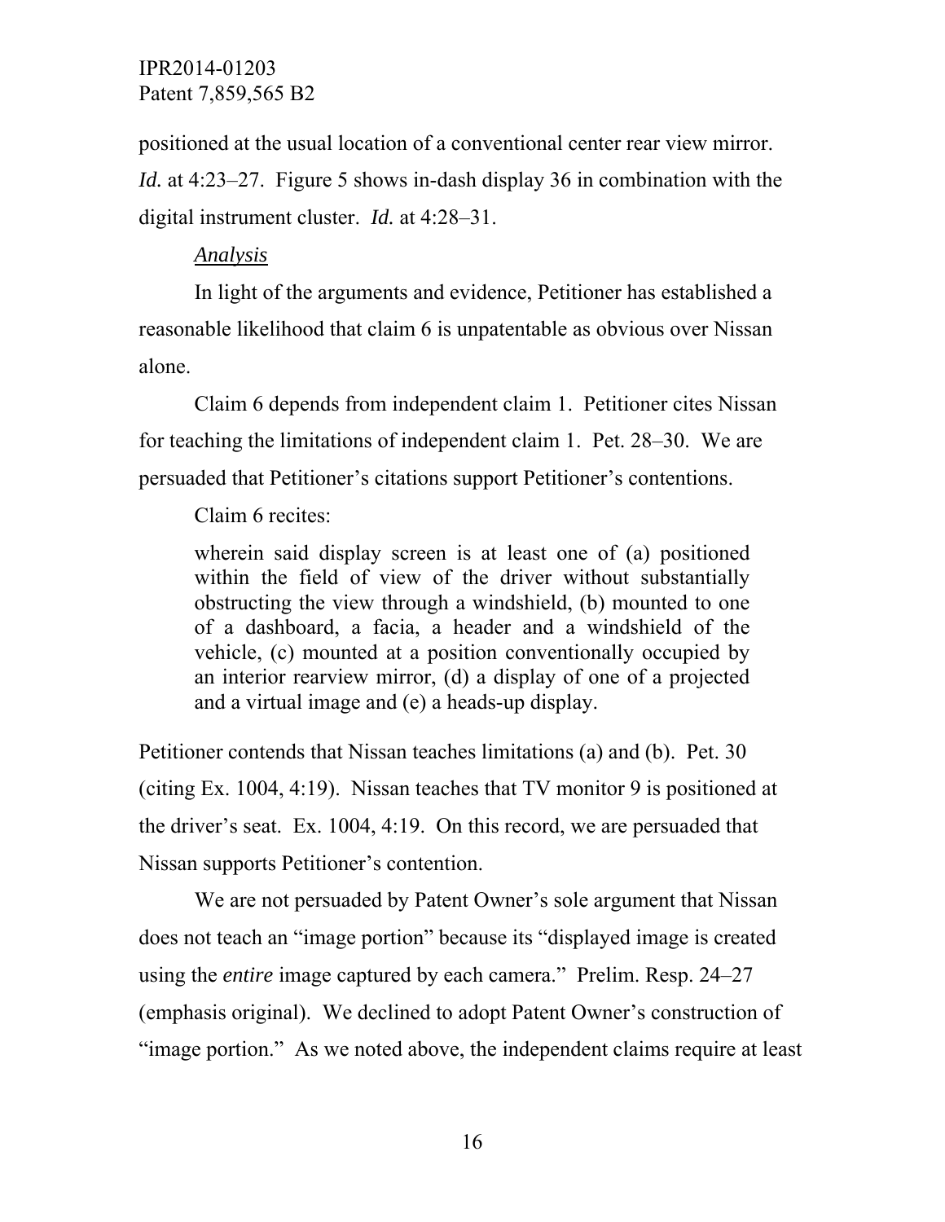positioned at the usual location of a conventional center rear view mirror. *Id.* at 4:23–27. Figure 5 shows in-dash display 36 in combination with the digital instrument cluster. *Id.* at 4:28–31.

*Analysis*

In light of the arguments and evidence, Petitioner has established a reasonable likelihood that claim 6 is unpatentable as obvious over Nissan alone.

Claim 6 depends from independent claim 1. Petitioner cites Nissan for teaching the limitations of independent claim 1. Pet. 28–30. We are persuaded that Petitioner's citations support Petitioner's contentions.

Claim 6 recites:

> wherein said display screen is at least one of (a) positioned within the field of view of the driver without substantially obstructing the view through a windshield, (b) mounted to one of a dashboard, a facia, a header and a windshield of the vehicle, (c) mounted at a position conventionally occupied by an interior rearview mirror, (d) a display of one of a projected and a virtual image and (e) a heads-up display.

Petitioner contends that Nissan teaches limitations (a) and (b). Pet. 30 (citing Ex. 1004, 4:19). Nissan teaches that TV monitor 9 is positioned at the driver's seat. Ex. 1004, 4:19. On this record, we are persuaded that Nissan supports Petitioner's contention.

We are not persuaded by Patent Owner's sole argument that Nissan does not teach an "image portion" because its "displayed image is created using the *entire* image captured by each camera." Prelim. Resp. 24–27 (emphasis original). We declined to adopt Patent Owner's construction of "image portion." As we noted above, the independent claims require at least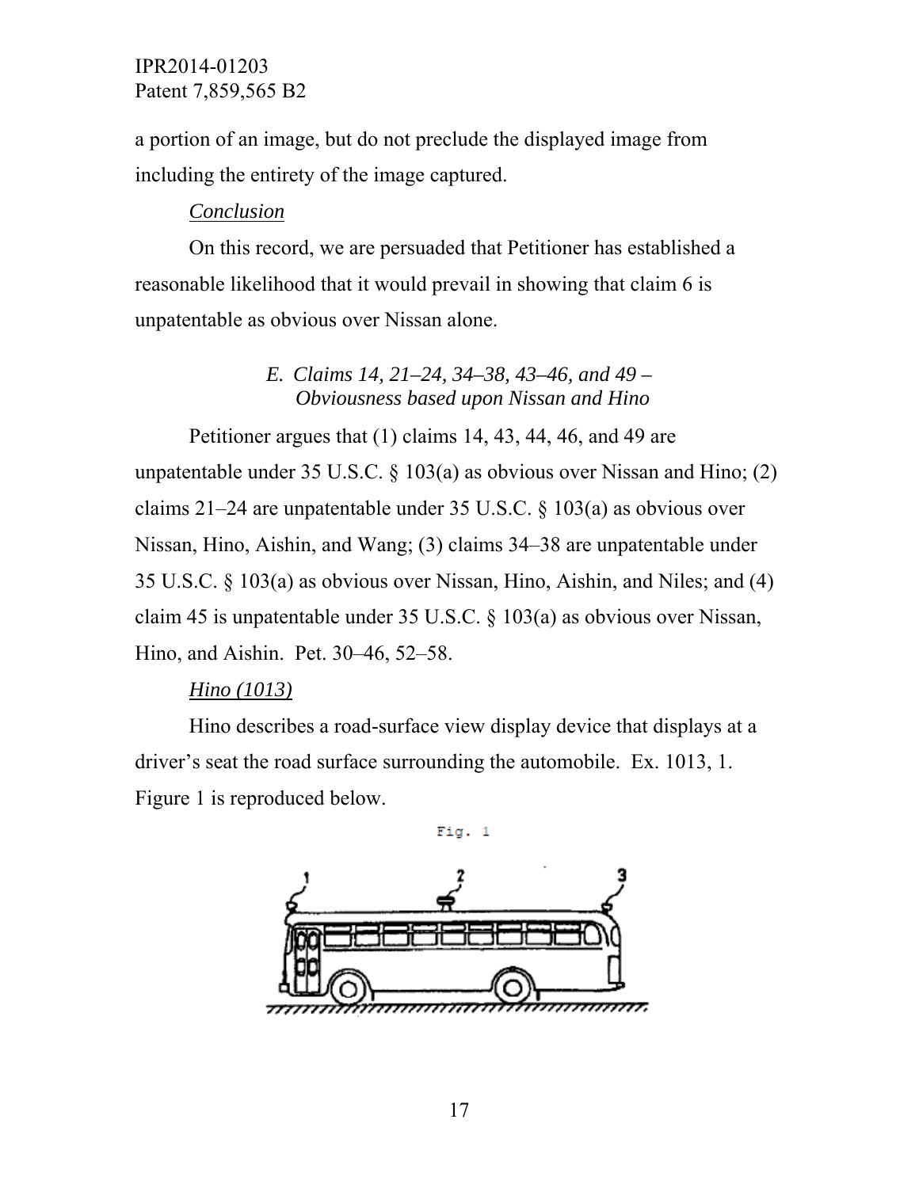a portion of an image, but do not preclude the displayed image from including the entirety of the image captured.

*Conclusion*

On this record, we are persuaded that Petitioner has established a reasonable likelihood that it would prevail in showing that claim 6 is unpatentable as obvious over Nissan alone.

### *E. Claims 14, 21–24, 34–38, 43–46, and 49 – Obviousness based upon Nissan and Hino*

Petitioner argues that (1) claims 14, 43, 44, 46, and 49 are unpatentable under 35 U.S.C. § 103(a) as obvious over Nissan and Hino; (2) claims 21–24 are unpatentable under 35 U.S.C. § 103(a) as obvious over Nissan, Hino, Aishin, and Wang; (3) claims 34–38 are unpatentable under 35 U.S.C. § 103(a) as obvious over Nissan, Hino, Aishin, and Niles; and (4) claim 45 is unpatentable under 35 U.S.C. § 103(a) as obvious over Nissan, Hino, and Aishin. Pet. 30–46, 52–58.

*Hino (1013)*

Hino describes a road-surface view display device that displays at a driver's seat the road surface surrounding the automobile. Ex. 1013, 1. Figure 1 is reproduced below.

Fig. 1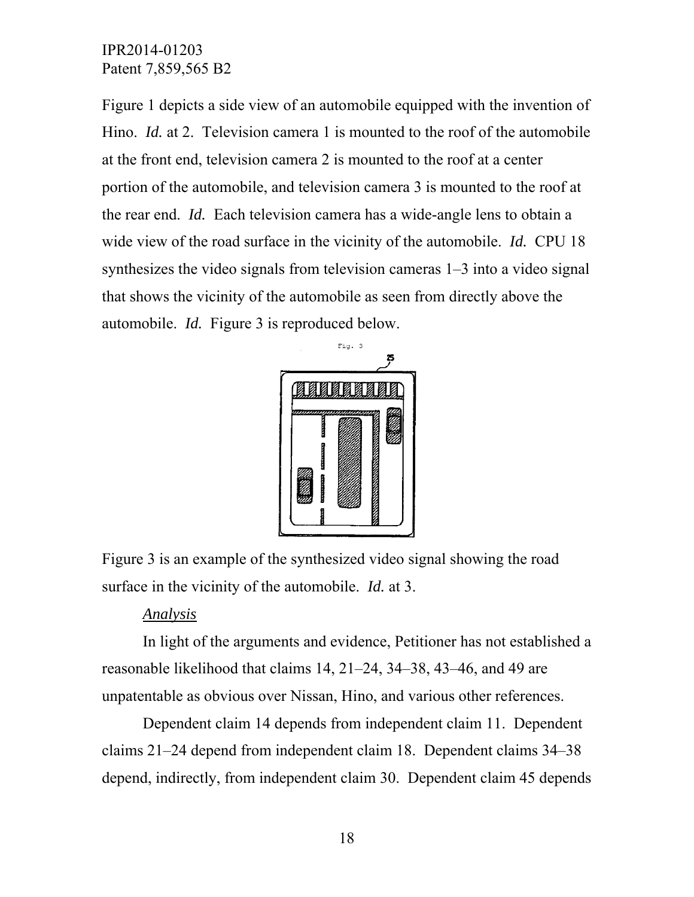Figure 1 depicts a side view of an automobile equipped with the invention of Hino. *Id.* at 2. Television camera 1 is mounted to the roof of the automobile at the front end, television camera 2 is mounted to the roof at a center portion of the automobile, and television camera 3 is mounted to the roof at the rear end. *Id.* Each television camera has a wide-angle lens to obtain a wide view of the road surface in the vicinity of the automobile. *Id.* CPU 18 synthesizes the video signals from television cameras 1–3 into a video signal that shows the vicinity of the automobile as seen from directly above the automobile. *Id.* Figure 3 is reproduced below.

Figure 3 is an example of the synthesized video signal showing the road surface in the vicinity of the automobile. *Id.* at 3.

*Analysis*

In light of the arguments and evidence, Petitioner has not established a reasonable likelihood that claims 14, 21–24, 34–38, 43–46, and 49 are unpatentable as obvious over Nissan, Hino, and various other references.

Dependent claim 14 depends from independent claim 11. Dependent claims 21–24 depend from independent claim 18. Dependent claims 34–38 depend, indirectly, from independent claim 30. Dependent claim 45 depends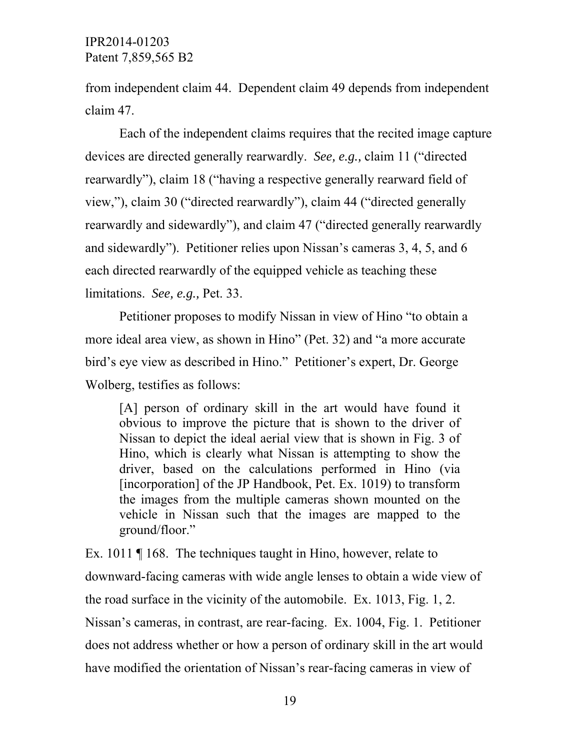from independent claim 44. Dependent claim 49 depends from independent claim 47.

Each of the independent claims requires that the recited image capture devices are directed generally rearwardly. *See, e.g.,* claim 11 ("directed rearwardly"), claim 18 ("having a respective generally rearward field of view,"), claim 30 ("directed rearwardly"), claim 44 ("directed generally rearwardly and sidewardly"), and claim 47 ("directed generally rearwardly and sidewardly"). Petitioner relies upon Nissan's cameras 3, 4, 5, and 6 each directed rearwardly of the equipped vehicle as teaching these limitations. *See, e.g.,* Pet. 33.

Petitioner proposes to modify Nissan in view of Hino "to obtain a more ideal area view, as shown in Hino" (Pet. 32) and "a more accurate bird's eye view as described in Hino." Petitioner's expert, Dr. George Wolberg, testifies as follows:

> [A] person of ordinary skill in the art would have found it obvious to improve the picture that is shown to the driver of Nissan to depict the ideal aerial view that is shown in Fig. 3 of Hino, which is clearly what Nissan is attempting to show the driver, based on the calculations performed in Hino (via [incorporation] of the JP Handbook, Pet. Ex. 1019) to transform the images from the multiple cameras shown mounted on the vehicle in Nissan such that the images are mapped to the ground/floor."

Ex. 1011 ¶ 168. The techniques taught in Hino, however, relate to downward-facing cameras with wide angle lenses to obtain a wide view of the road surface in the vicinity of the automobile. Ex. 1013, Fig. 1, 2. Nissan's cameras, in contrast, are rear-facing. Ex. 1004, Fig. 1. Petitioner does not address whether or how a person of ordinary skill in the art would have modified the orientation of Nissan's rear-facing cameras in view of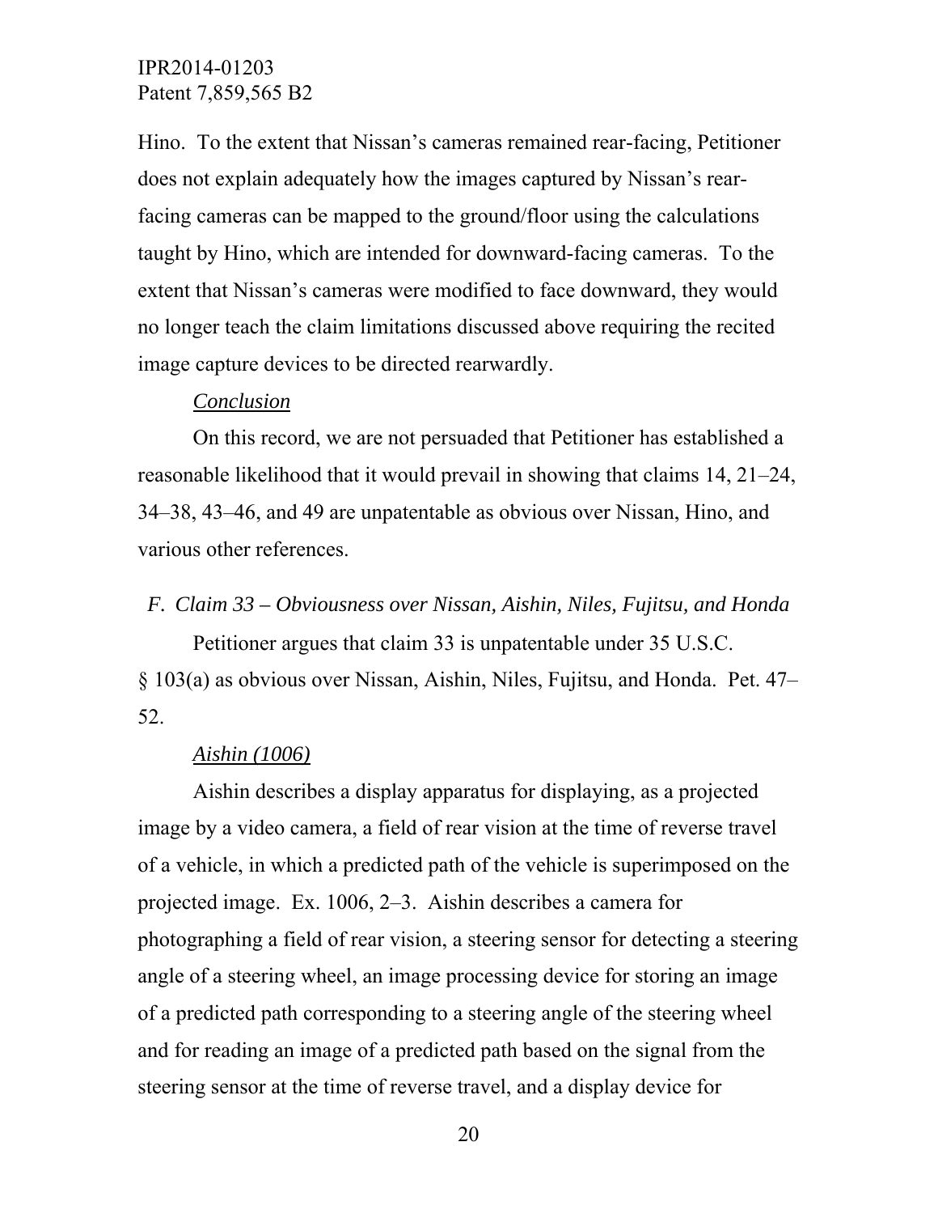Hino. To the extent that Nissan's cameras remained rear-facing, Petitioner does not explain adequately how the images captured by Nissan's rear-facing cameras can be mapped to the ground/floor using the calculations taught by Hino, which are intended for downward-facing cameras. To the extent that Nissan's cameras were modified to face downward, they would no longer teach the claim limitations discussed above requiring the recited image capture devices to be directed rearwardly.

*Conclusion*

On this record, we are not persuaded that Petitioner has established a reasonable likelihood that it would prevail in showing that claims 14, 21–24, 34–38, 43–46, and 49 are unpatentable as obvious over Nissan, Hino, and various other references.

### *F. Claim 33 – Obviousness over Nissan, Aishin, Niles, Fujitsu, and Honda*

Petitioner argues that claim 33 is unpatentable under 35 U.S.C. § 103(a) as obvious over Nissan, Aishin, Niles, Fujitsu, and Honda. Pet. 47–52.

*Aishin (1006)*

Aishin describes a display apparatus for displaying, as a projected image by a video camera, a field of rear vision at the time of reverse travel of a vehicle, in which a predicted path of the vehicle is superimposed on the projected image. Ex. 1006, 2–3. Aishin describes a camera for photographing a field of rear vision, a steering sensor for detecting a steering angle of a steering wheel, an image processing device for storing an image of a predicted path corresponding to a steering angle of the steering wheel and for reading an image of a predicted path based on the signal from the steering sensor at the time of reverse travel, and a display device for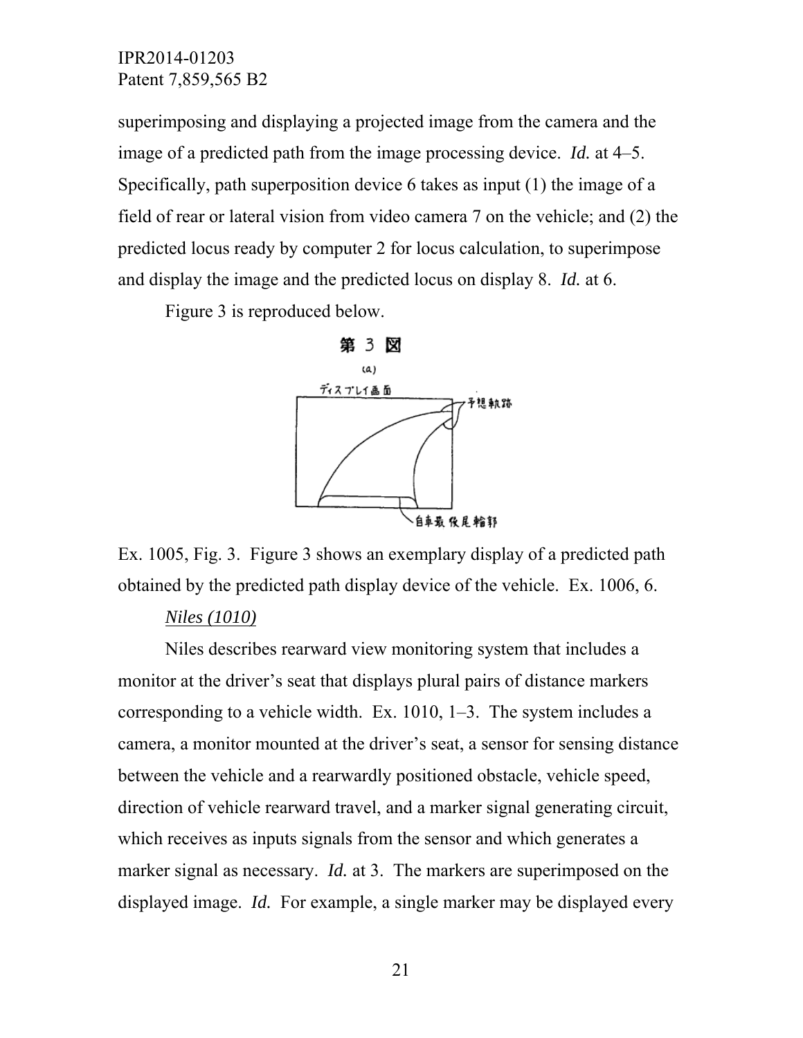superimposing and displaying a projected image from the camera and the image of a predicted path from the image processing device. *Id.* at 4–5. Specifically, path superposition device 6 takes as input (1) the image of a field of rear or lateral vision from video camera 7 on the vehicle; and (2) the predicted locus ready by computer 2 for locus calculation, to superimpose and display the image and the predicted locus on display 8. *Id.* at 6.

Figure 3 is reproduced below.

第 3 図

(a)

ディスプレイ画面

予想軌跡

自車最後尾輪郭

Ex. 1005, Fig. 3. Figure 3 shows an exemplary display of a predicted path obtained by the predicted path display device of the vehicle. Ex. 1006, 6.

*Niles (1010)*

Niles describes rearward view monitoring system that includes a monitor at the driver's seat that displays plural pairs of distance markers corresponding to a vehicle width. Ex. 1010, 1–3. The system includes a camera, a monitor mounted at the driver's seat, a sensor for sensing distance between the vehicle and a rearwardly positioned obstacle, vehicle speed, direction of vehicle rearward travel, and a marker signal generating circuit, which receives as inputs signals from the sensor and which generates a marker signal as necessary. *Id.* at 3. The markers are superimposed on the displayed image. *Id.* For example, a single marker may be displayed every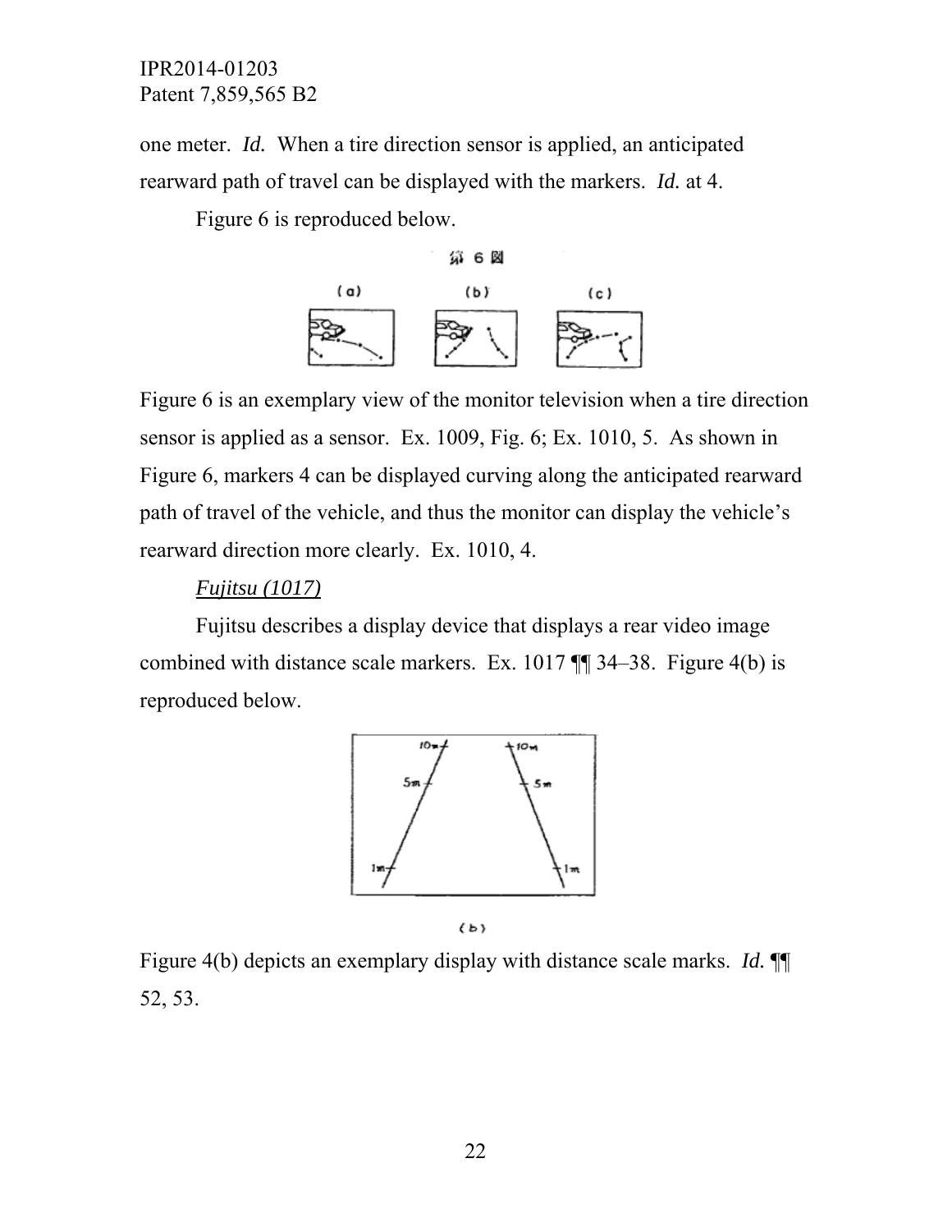one meter. *Id.* When a tire direction sensor is applied, an anticipated rearward path of travel can be displayed with the markers. *Id.* at 4.

Figure 6 is reproduced below.

Figure 6 is an exemplary view of the monitor television when a tire direction sensor is applied as a sensor. Ex. 1009, Fig. 6; Ex. 1010, 5. As shown in Figure 6, markers 4 can be displayed curving along the anticipated rearward path of travel of the vehicle, and thus the monitor can display the vehicle's rearward direction more clearly. Ex. 1010, 4.

*Fujitsu (1017)*

Fujitsu describes a display device that displays a rear video image combined with distance scale markers. Ex. 1017 ¶¶ 34–38. Figure 4(b) is reproduced below.

Figure 4(b) depicts an exemplary display with distance scale marks. *Id.* ¶¶ 52, 53.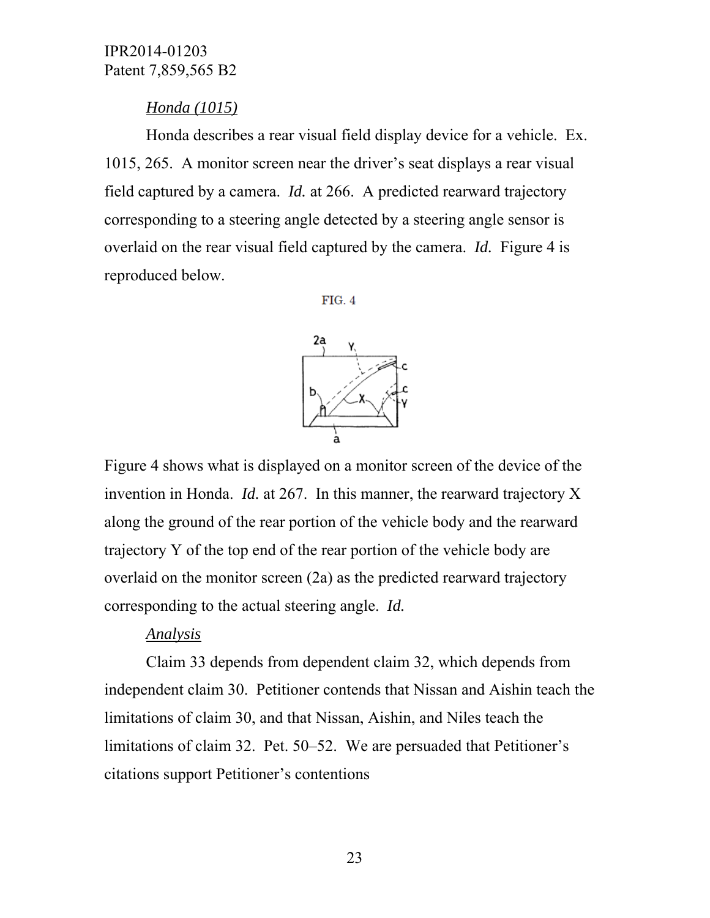*Honda (1015)*

Honda describes a rear visual field display device for a vehicle. Ex. 1015, 265. A monitor screen near the driver's seat displays a rear visual field captured by a camera. *Id.* at 266. A predicted rearward trajectory corresponding to a steering angle detected by a steering angle sensor is overlaid on the rear visual field captured by the camera. *Id.* Figure 4 is reproduced below.

FIG. 4

Figure 4 shows what is displayed on a monitor screen of the device of the invention in Honda. *Id.* at 267. In this manner, the rearward trajectory X along the ground of the rear portion of the vehicle body and the rearward trajectory Y of the top end of the rear portion of the vehicle body are overlaid on the monitor screen (2a) as the predicted rearward trajectory corresponding to the actual steering angle. *Id.*

*Analysis*

Claim 33 depends from dependent claim 32, which depends from independent claim 30. Petitioner contends that Nissan and Aishin teach the limitations of claim 30, and that Nissan, Aishin, and Niles teach the limitations of claim 32. Pet. 50–52. We are persuaded that Petitioner's citations support Petitioner's contentions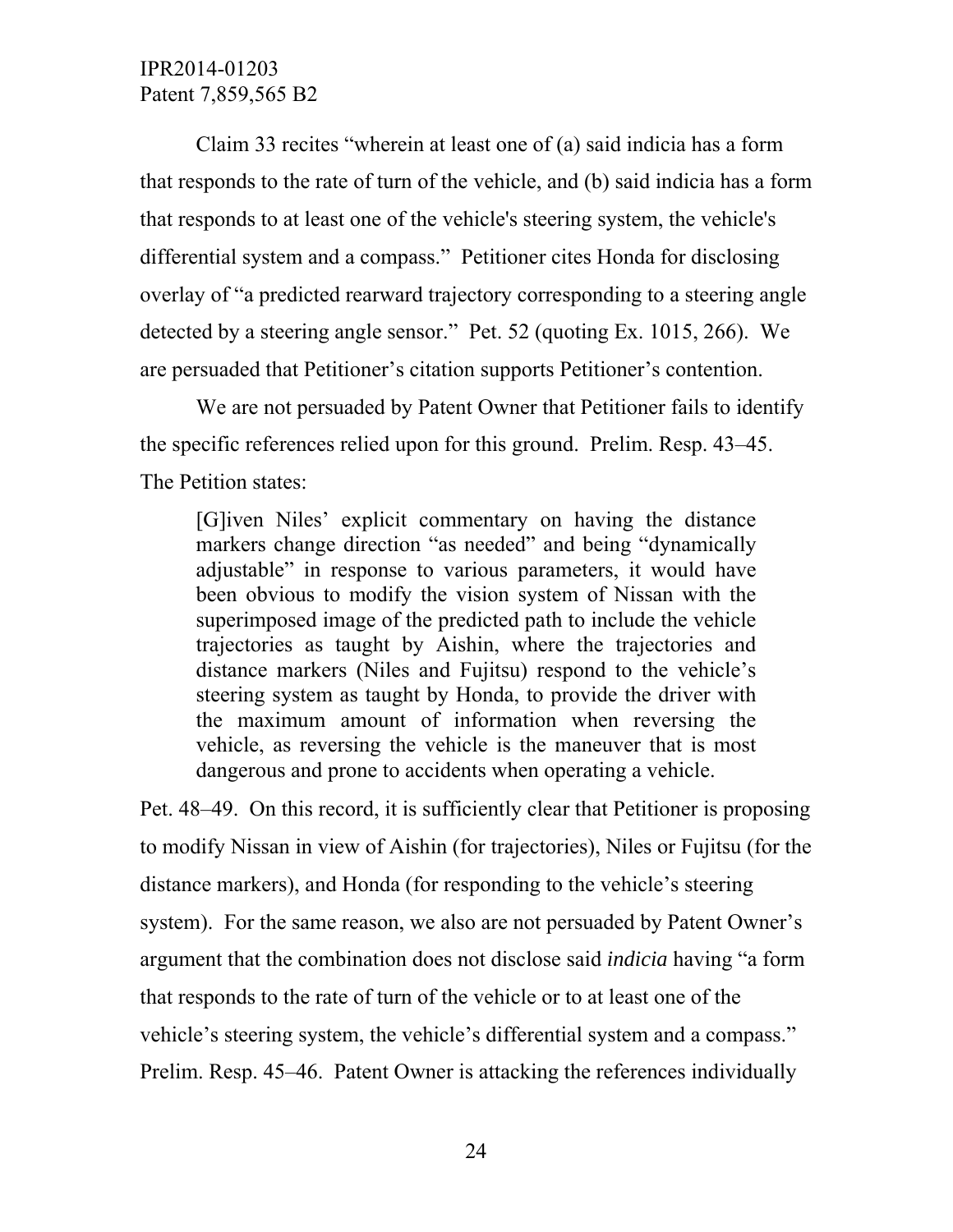Claim 33 recites "wherein at least one of (a) said indicia has a form that responds to the rate of turn of the vehicle, and (b) said indicia has a form that responds to at least one of the vehicle's steering system, the vehicle's differential system and a compass." Petitioner cites Honda for disclosing overlay of "a predicted rearward trajectory corresponding to a steering angle detected by a steering angle sensor." Pet. 52 (quoting Ex. 1015, 266). We are persuaded that Petitioner's citation supports Petitioner's contention.

We are not persuaded by Patent Owner that Petitioner fails to identify the specific references relied upon for this ground. Prelim. Resp. 43–45. The Petition states:

> [G]iven Niles' explicit commentary on having the distance markers change direction "as needed" and being "dynamically adjustable" in response to various parameters, it would have been obvious to modify the vision system of Nissan with the superimposed image of the predicted path to include the vehicle trajectories as taught by Aishin, where the trajectories and distance markers (Niles and Fujitsu) respond to the vehicle's steering system as taught by Honda, to provide the driver with the maximum amount of information when reversing the vehicle, as reversing the vehicle is the maneuver that is most dangerous and prone to accidents when operating a vehicle.

Pet. 48–49. On this record, it is sufficiently clear that Petitioner is proposing to modify Nissan in view of Aishin (for trajectories), Niles or Fujitsu (for the distance markers), and Honda (for responding to the vehicle's steering system). For the same reason, we also are not persuaded by Patent Owner's argument that the combination does not disclose said *indicia* having "a form that responds to the rate of turn of the vehicle or to at least one of the vehicle's steering system, the vehicle's differential system and a compass." Prelim. Resp. 45–46. Patent Owner is attacking the references individually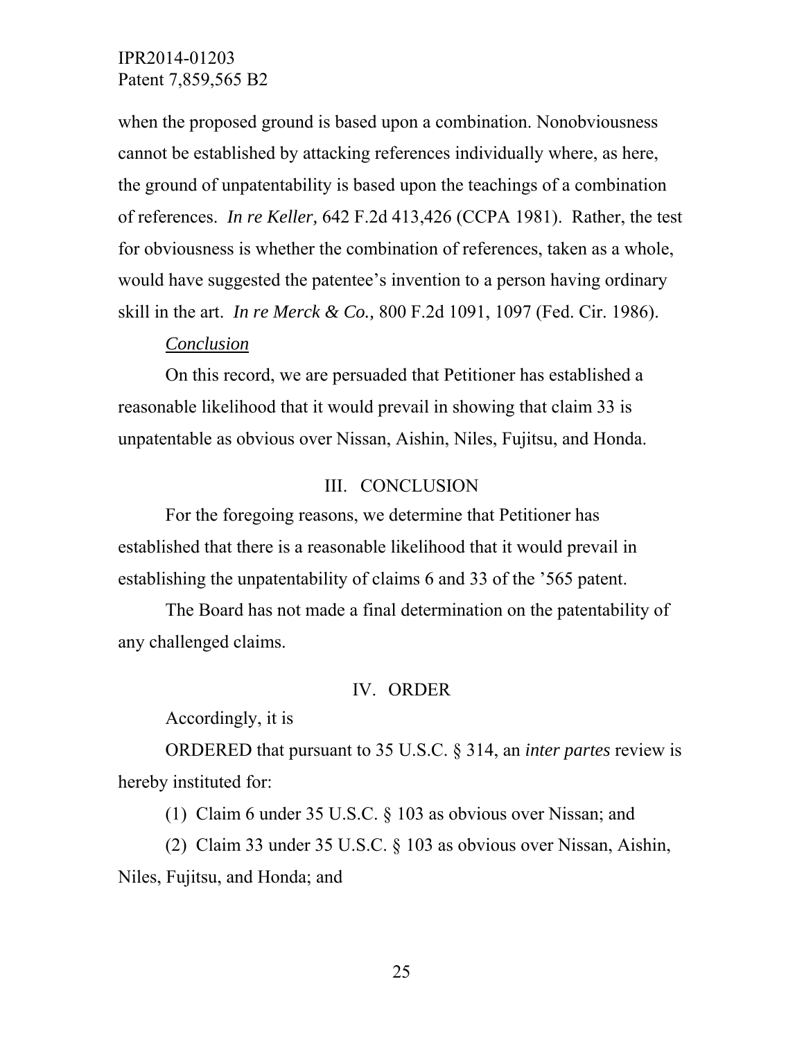when the proposed ground is based upon a combination. Nonobviousness cannot be established by attacking references individually where, as here, the ground of unpatentability is based upon the teachings of a combination of references. *In re Keller,* 642 F.2d 413,426 (CCPA 1981). Rather, the test for obviousness is whether the combination of references, taken as a whole, would have suggested the patentee's invention to a person having ordinary skill in the art. *In re Merck & Co.,* 800 F.2d 1091, 1097 (Fed. Cir. 1986).

*Conclusion*

On this record, we are persuaded that Petitioner has established a reasonable likelihood that it would prevail in showing that claim 33 is unpatentable as obvious over Nissan, Aishin, Niles, Fujitsu, and Honda.

## III. CONCLUSION

For the foregoing reasons, we determine that Petitioner has established that there is a reasonable likelihood that it would prevail in establishing the unpatentability of claims 6 and 33 of the '565 patent.

The Board has not made a final determination on the patentability of any challenged claims.

## IV. ORDER

Accordingly, it is

ORDERED that pursuant to 35 U.S.C. § 314, an *inter partes* review is hereby instituted for:

(1) Claim 6 under 35 U.S.C. § 103 as obvious over Nissan; and

(2) Claim 33 under 35 U.S.C. § 103 as obvious over Nissan, Aishin, Niles, Fujitsu, and Honda; and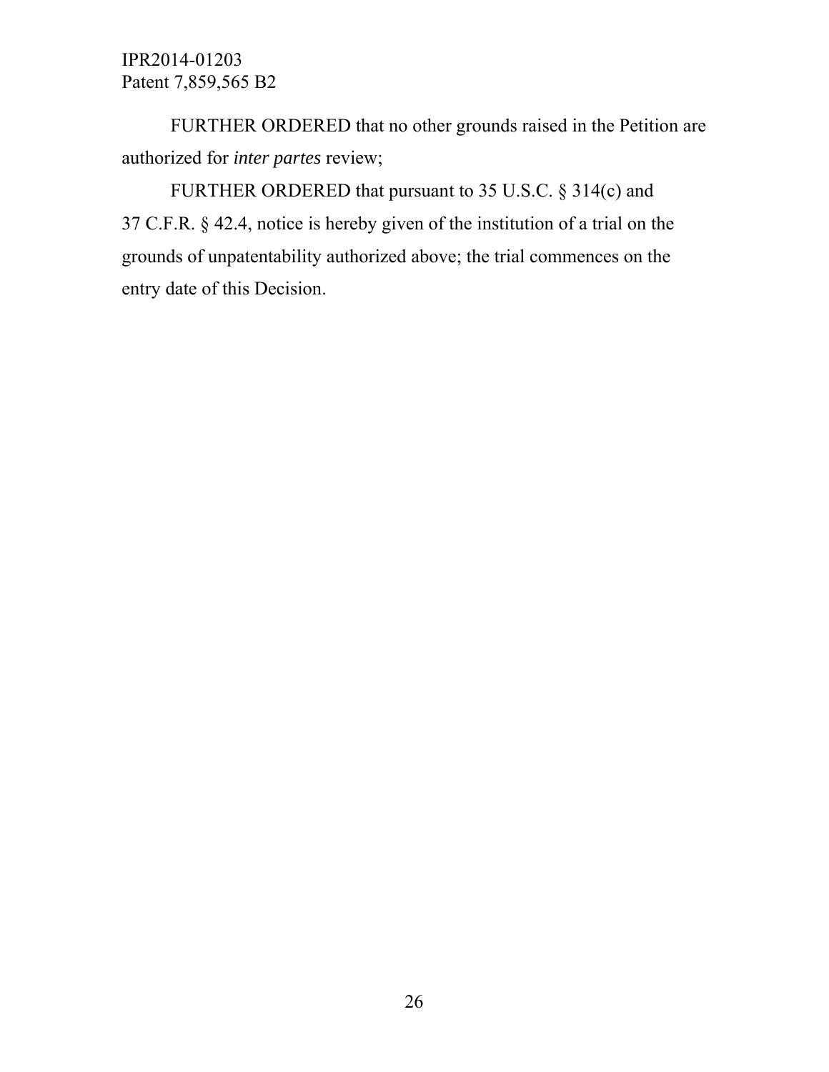FURTHER ORDERED that no other grounds raised in the Petition are authorized for *inter partes* review;

FURTHER ORDERED that pursuant to 35 U.S.C. § 314(c) and 37 C.F.R. § 42.4, notice is hereby given of the institution of a trial on the grounds of unpatentability authorized above; the trial commences on the entry date of this Decision.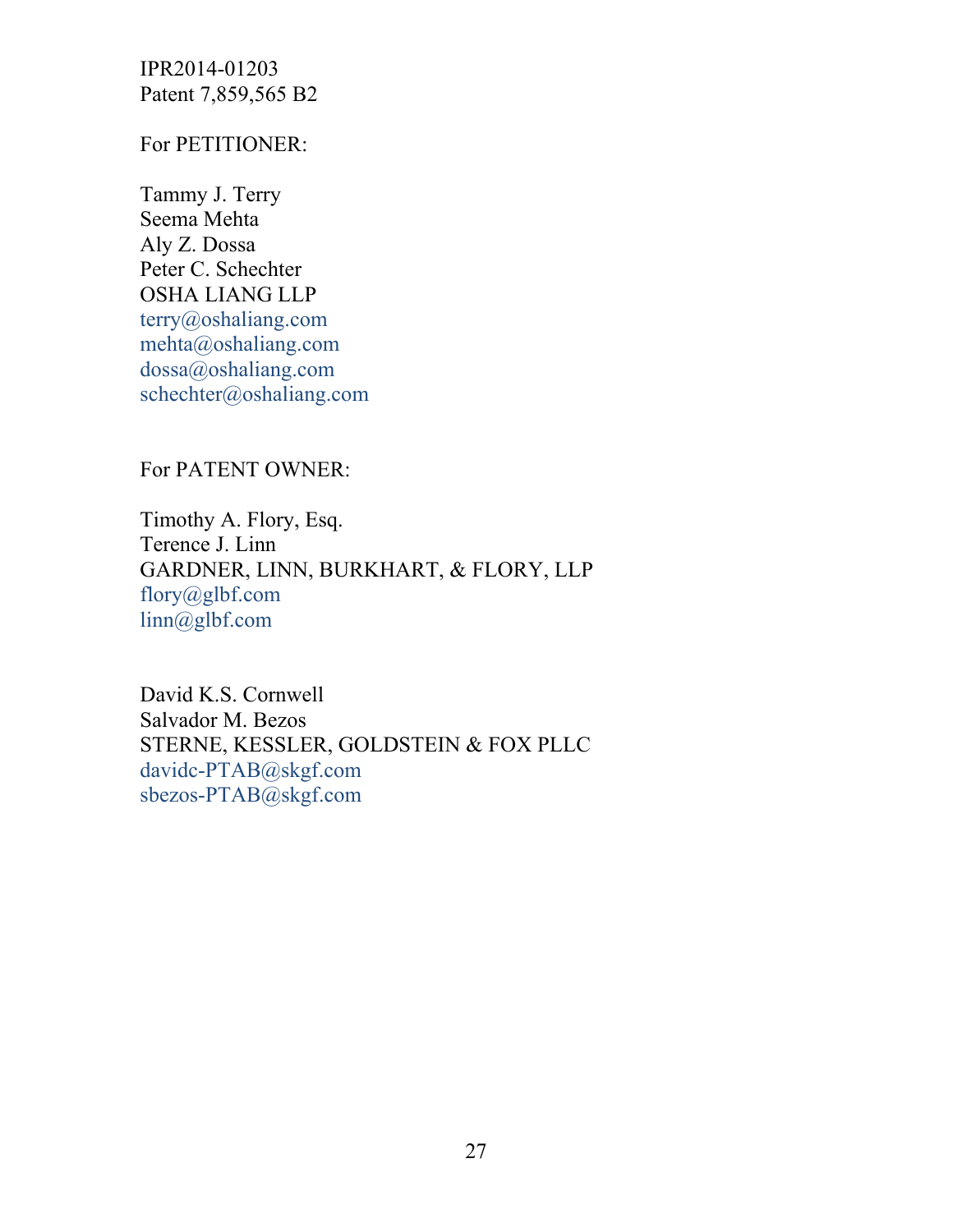IPR2014-01203
Patent 7,859,565 B2

For PETITIONER:

Tammy J. Terry
Seema Mehta
Aly Z. Dossa
Peter C. Schechter
OSHA LIANG LLP
terry@oshaliang.com
mehta@oshaliang.com
dossa@oshaliang.com
schechter@oshaliang.com

For PATENT OWNER:

Timothy A. Flory, Esq.
Terence J. Linn
GARDNER, LINN, BURKHART, & FLORY, LLP
flory@glbf.com
linn@glbf.com

David K.S. Cornwell
Salvador M. Bezos
STERNE, KESSLER, GOLDSTEIN & FOX PLLC
davidc-PTAB@skgf.com
sbezos-PTAB@skgf.com